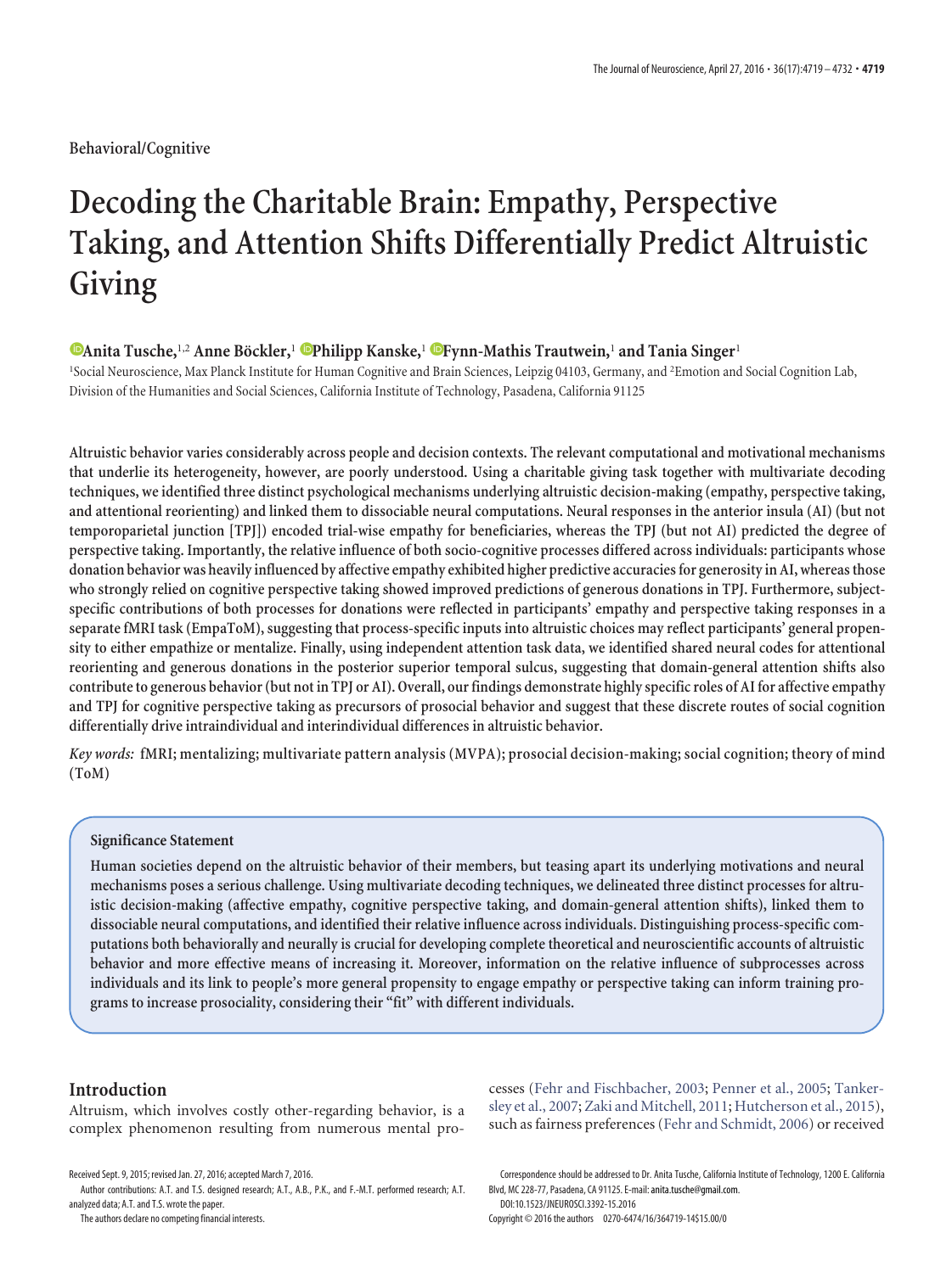Behavioral/Cognitive

# Decoding the Charitable Brain: Empathy, Perspective Taking, and Attention Shifts Differentially Predict Altruistic Giving

**Anita Tusche,[1,2] Anne Böckler,[1] Philipp Kanske,[1] Fynn-Mathis Trautwein,[1] and Tania Singer[1]**

[1]Social Neuroscience, Max Planck Institute for Human Cognitive and Brain Sciences, Leipzig 04103, Germany, and [2]Emotion and Social Cognition Lab, Division of the Humanities and Social Sciences, California Institute of Technology, Pasadena, California 91125

**Altruistic behavior varies considerably across people and decision contexts. The relevant computational and motivational mechanisms that underlie its heterogeneity, however, are poorly understood. Using a charitable giving task together with multivariate decoding techniques, we identified three distinct psychological mechanisms underlying altruistic decision-making (empathy, perspective taking, and attentional reorienting) and linked them to dissociable neural computations. Neural responses in the anterior insula (AI) (but not temporoparietal junction [TPJ]) encoded trial-wise empathy for beneficiaries, whereas the TPJ (but not AI) predicted the degree of perspective taking. Importantly, the relative influence of both socio-cognitive processes differed across individuals: participants whose donation behavior was heavily influenced by affective empathy exhibited higher predictive accuracies for generosity in AI, whereas those who strongly relied on cognitive perspective taking showed improved predictions of generous donations in TPJ. Furthermore, subject-specific contributions of both processes for donations were reflected in participants' empathy and perspective taking responses in a separate fMRI task (EmpaToM), suggesting that process-specific inputs into altruistic choices may reflect participants' general propensity to either empathize or mentalize. Finally, using independent attention task data, we identified shared neural codes for attentional reorienting and generous donations in the posterior superior temporal sulcus, suggesting that domain-general attention shifts also contribute to generous behavior (but not in TPJ or AI). Overall, our findings demonstrate highly specific roles of AI for affective empathy and TPJ for cognitive perspective taking as precursors of prosocial behavior and suggest that these discrete routes of social cognition differentially drive intraindividual and interindividual differences in altruistic behavior.**

*Key words:* **fMRI; mentalizing; multivariate pattern analysis (MVPA); prosocial decision-making; social cognition; theory of mind (ToM)**

**Significance Statement**

**Human societies depend on the altruistic behavior of their members, but teasing apart its underlying motivations and neural mechanisms poses a serious challenge. Using multivariate decoding techniques, we delineated three distinct processes for altruistic decision-making (affective empathy, cognitive perspective taking, and domain-general attention shifts), linked them to dissociable neural computations, and identified their relative influence across individuals. Distinguishing process-specific computations both behaviorally and neurally is crucial for developing complete theoretical and neuroscientific accounts of altruistic behavior and more effective means of increasing it. Moreover, information on the relative influence of subprocesses across individuals and its link to people's more general propensity to engage empathy or perspective taking can inform training programs to increase prosociality, considering their "fit" with different individuals.**

## Introduction

Altruism, which involves costly other-regarding behavior, is a complex phenomenon resulting from numerous mental processes (Fehr and Fischbacher, 2003; Penner et al., 2005; Tankersley et al., 2007; Zaki and Mitchell, 2011; Hutcherson et al., 2015), such as fairness preferences (Fehr and Schmidt, 2006) or received

Received Sept. 9, 2015; revised Jan. 27, 2016; accepted March 7, 2016.

Author contributions: A.T. and T.S. designed research; A.T., A.B., P.K., and F.-M.T. performed research; A.T. analyzed data; A.T. and T.S. wrote the paper.

The authors declare no competing financial interests.

Correspondence should be addressed to Dr. Anita Tusche, California Institute of Technology, 1200 E. California Blvd, MC 228-77, Pasadena, CA 91125. E-mail: anita.tusche@gmail.com.

DOI:10.1523/JNEUROSCI.3392-15.2016

Copyright © 2016 the authors 0270-6474/16/364719-14$15.00/0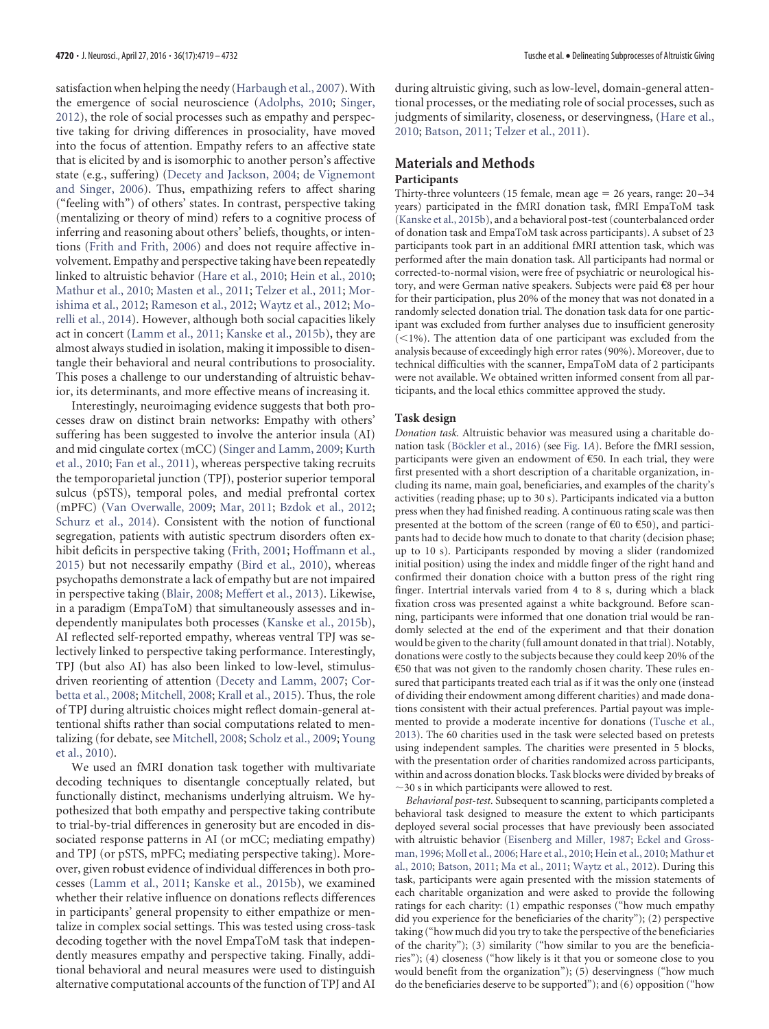satisfaction when helping the needy (Harbaugh et al., 2007). With the emergence of social neuroscience (Adolphs, 2010; Singer, 2012), the role of social processes such as empathy and perspective taking for driving differences in prosociality, have moved into the focus of attention. Empathy refers to an affective state that is elicited by and is isomorphic to another person's affective state (e.g., suffering) (Decety and Jackson, 2004; de Vignemont and Singer, 2006). Thus, empathizing refers to affect sharing ("feeling with") of others' states. In contrast, perspective taking (mentalizing or theory of mind) refers to a cognitive process of inferring and reasoning about others' beliefs, thoughts, or intentions (Frith and Frith, 2006) and does not require affective involvement. Empathy and perspective taking have been repeatedly linked to altruistic behavior (Hare et al., 2010; Hein et al., 2010; Mathur et al., 2010; Masten et al., 2011; Telzer et al., 2011; Morishima et al., 2012; Rameson et al., 2012; Waytz et al., 2012; Morelli et al., 2014). However, although both social capacities likely act in concert (Lamm et al., 2011; Kanske et al., 2015b), they are almost always studied in isolation, making it impossible to disentangle their behavioral and neural contributions to prosociality. This poses a challenge to our understanding of altruistic behavior, its determinants, and more effective means of increasing it.

Interestingly, neuroimaging evidence suggests that both processes draw on distinct brain networks: Empathy with others' suffering has been suggested to involve the anterior insula (AI) and mid cingulate cortex (mCC) (Singer and Lamm, 2009; Kurth et al., 2010; Fan et al., 2011), whereas perspective taking recruits the temporoparietal junction (TPJ), posterior superior temporal sulcus (pSTS), temporal poles, and medial prefrontal cortex (mPFC) (Van Overwalle, 2009; Mar, 2011; Bzdok et al., 2012; Schurz et al., 2014). Consistent with the notion of functional segregation, patients with autistic spectrum disorders often exhibit deficits in perspective taking (Frith, 2001; Hoffmann et al., 2015) but not necessarily empathy (Bird et al., 2010), whereas psychopaths demonstrate a lack of empathy but are not impaired in perspective taking (Blair, 2008; Meffert et al., 2013). Likewise, in a paradigm (EmpaToM) that simultaneously assesses and independently manipulates both processes (Kanske et al., 2015b), AI reflected self-reported empathy, whereas ventral TPJ was selectively linked to perspective taking performance. Interestingly, TPJ (but also AI) has also been linked to low-level, stimulus-driven reorienting of attention (Decety and Lamm, 2007; Corbetta et al., 2008; Mitchell, 2008; Krall et al., 2015). Thus, the role of TPJ during altruistic choices might reflect domain-general attentional shifts rather than social computations related to mentalizing (for debate, see Mitchell, 2008; Scholz et al., 2009; Young et al., 2010).

We used an fMRI donation task together with multivariate decoding techniques to disentangle conceptually related, but functionally distinct, mechanisms underlying altruism. We hypothesized that both empathy and perspective taking contribute to trial-by-trial differences in generosity but are encoded in dissociated response patterns in AI (or mCC; mediating empathy) and TPJ (or pSTS, mPFC; mediating perspective taking). Moreover, given robust evidence of individual differences in both processes (Lamm et al., 2011; Kanske et al., 2015b), we examined whether their relative influence on donations reflects differences in participants' general propensity to either empathize or mentalize in complex social settings. This was tested using cross-task decoding together with the novel EmpaToM task that independently measures empathy and perspective taking. Finally, additional behavioral and neural measures were used to distinguish alternative computational accounts of the function of TPJ and AI during altruistic giving, such as low-level, domain-general attentional processes, or the mediating role of social processes, such as judgments of similarity, closeness, or deservingness, (Hare et al., 2010; Batson, 2011; Telzer et al., 2011).

## Materials and Methods

### Participants

Thirty-three volunteers (15 female, mean age = 26 years, range: 20–34 years) participated in the fMRI donation task, fMRI EmpaToM task (Kanske et al., 2015b), and a behavioral post-test (counterbalanced order of donation task and EmpaToM task across participants). A subset of 23 participants took part in an additional fMRI attention task, which was performed after the main donation task. All participants had normal or corrected-to-normal vision, were free of psychiatric or neurological history, and were German native speakers. Subjects were paid €8 per hour for their participation, plus 20% of the money that was not donated in a randomly selected donation trial. The donation task data for one participant was excluded from further analyses due to insufficient generosity (<1%). The attention data of one participant was excluded from the analysis because of exceedingly high error rates (90%). Moreover, due to technical difficulties with the scanner, EmpaToM data of 2 participants were not available. We obtained written informed consent from all participants, and the local ethics committee approved the study.

### Task design

*Donation task.* Altruistic behavior was measured using a charitable donation task (Böckler et al., 2016) (see Fig. 1*A*). Before the fMRI session, participants were given an endowment of €50. In each trial, they were first presented with a short description of a charitable organization, including its name, main goal, beneficiaries, and examples of the charity's activities (reading phase; up to 30 s). Participants indicated via a button press when they had finished reading. A continuous rating scale was then presented at the bottom of the screen (range of €0 to €50), and participants had to decide how much to donate to that charity (decision phase; up to 10 s). Participants responded by moving a slider (randomized initial position) using the index and middle finger of the right hand and confirmed their donation choice with a button press of the right ring finger. Intertrial intervals varied from 4 to 8 s, during which a black fixation cross was presented against a white background. Before scanning, participants were informed that one donation trial would be randomly selected at the end of the experiment and that their donation would be given to the charity (full amount donated in that trial). Notably, donations were costly to the subjects because they could keep 20% of the €50 that was not given to the randomly chosen charity. These rules ensured that participants treated each trial as if it was the only one (instead of dividing their endowment among different charities) and made donations consistent with their actual preferences. Partial payout was implemented to provide a moderate incentive for donations (Tusche et al., 2013). The 60 charities used in the task were selected based on pretests using independent samples. The charities were presented in 5 blocks, with the presentation order of charities randomized across participants, within and across donation blocks. Task blocks were divided by breaks of ~30 s in which participants were allowed to rest.

*Behavioral post-test.* Subsequent to scanning, participants completed a behavioral task designed to measure the extent to which participants deployed several social processes that have previously been associated with altruistic behavior (Eisenberg and Miller, 1987; Eckel and Grossman, 1996; Moll et al., 2006; Hare et al., 2010; Hein et al., 2010; Mathur et al., 2010; Batson, 2011; Ma et al., 2011; Waytz et al., 2012). During this task, participants were again presented with the mission statements of each charitable organization and were asked to provide the following ratings for each charity: (1) empathic responses ("how much empathy did you experience for the beneficiaries of the charity"); (2) perspective taking ("how much did you try to take the perspective of the beneficiaries of the charity"); (3) similarity ("how similar to you are the beneficiaries"); (4) closeness ("how likely is it that you or someone close to you would benefit from the organization"); (5) deservingness ("how much do the beneficiaries deserve to be supported"); and (6) opposition ("how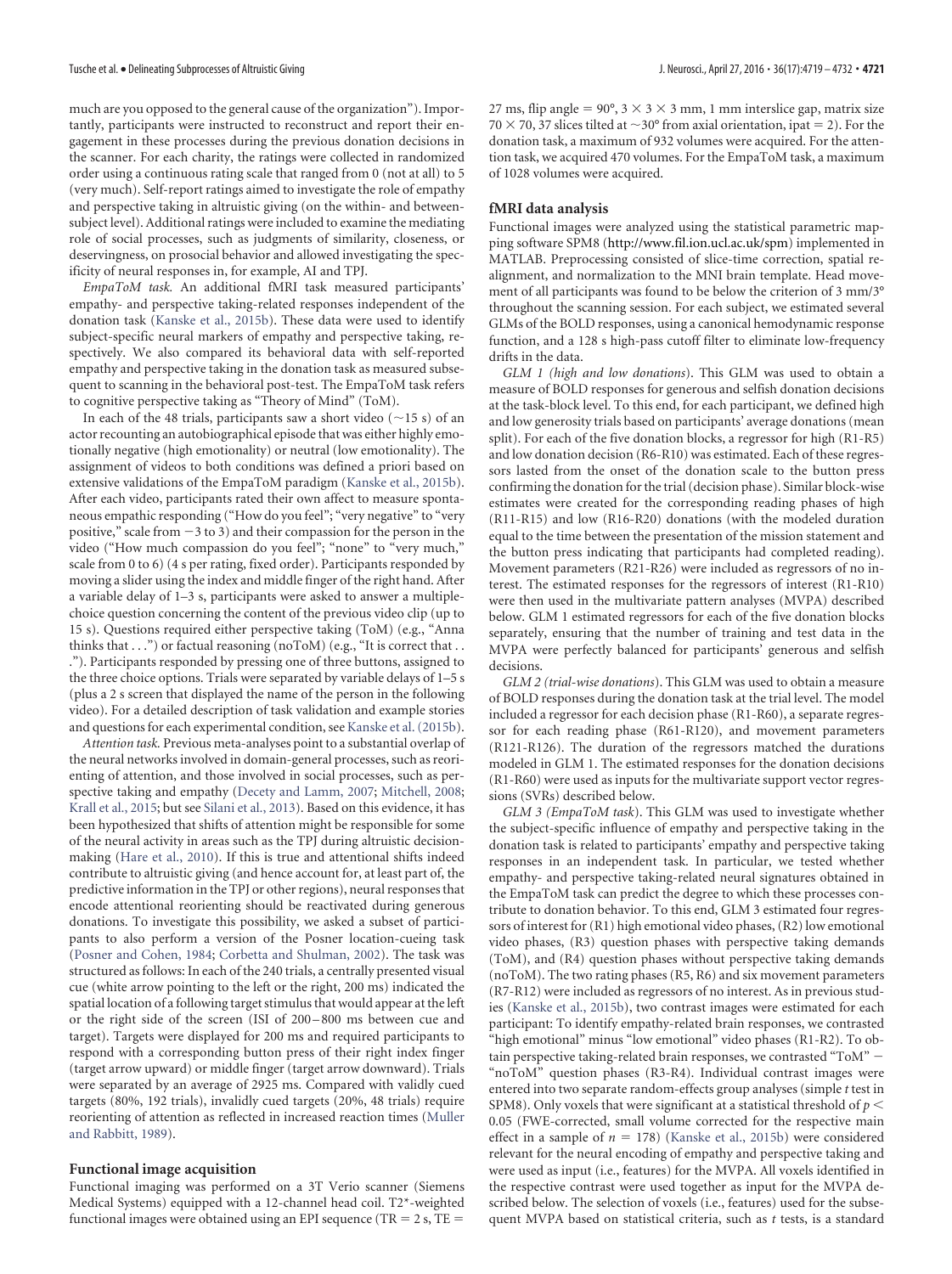much are you opposed to the general cause of the organization"). Importantly, participants were instructed to reconstruct and report their engagement in these processes during the previous donation decisions in the scanner. For each charity, the ratings were collected in randomized order using a continuous rating scale that ranged from 0 (not at all) to 5 (very much). Self-report ratings aimed to investigate the role of empathy and perspective taking in altruistic giving (on the within- and between-subject level). Additional ratings were included to examine the mediating role of social processes, such as judgments of similarity, closeness, or deservingness, on prosocial behavior and allowed investigating the specificity of neural responses in, for example, AI and TPJ.

*EmpaToM task.* An additional fMRI task measured participants' empathy- and perspective taking-related responses independent of the donation task (Kanske et al., 2015b). These data were used to identify subject-specific neural markers of empathy and perspective taking, respectively. We also compared its behavioral data with self-reported empathy and perspective taking in the donation task as measured subsequent to scanning in the behavioral post-test. The EmpaToM task refers to cognitive perspective taking as "Theory of Mind" (ToM).

In each of the 48 trials, participants saw a short video (~15 s) of an actor recounting an autobiographical episode that was either highly emotionally negative (high emotionality) or neutral (low emotionality). The assignment of videos to both conditions was defined a priori based on extensive validations of the EmpaToM paradigm (Kanske et al., 2015b). After each video, participants rated their own affect to measure spontaneous empathic responding ("How do you feel"; "very negative" to "very positive," scale from −3 to 3) and their compassion for the person in the video ("How much compassion do you feel"; "none" to "very much," scale from 0 to 6) (4 s per rating, fixed order). Participants responded by moving a slider using the index and middle finger of the right hand. After a variable delay of 1–3 s, participants were asked to answer a multiple-choice question concerning the content of the previous video clip (up to 15 s). Questions required either perspective taking (ToM) (e.g., "Anna thinks that . . .") or factual reasoning (noToM) (e.g., "It is correct that . . ."). Participants responded by pressing one of three buttons, assigned to the three choice options. Trials were separated by variable delays of 1–5 s (plus a 2 s screen that displayed the name of the person in the following video). For a detailed description of task validation and example stories and questions for each experimental condition, see Kanske et al. (2015b).

*Attention task.* Previous meta-analyses point to a substantial overlap of the neural networks involved in domain-general processes, such as reorienting of attention, and those involved in social processes, such as perspective taking and empathy (Decety and Lamm, 2007; Mitchell, 2008; Krall et al., 2015; but see Silani et al., 2013). Based on this evidence, it has been hypothesized that shifts of attention might be responsible for some of the neural activity in areas such as the TPJ during altruistic decision-making (Hare et al., 2010). If this is true and attentional shifts indeed contribute to altruistic giving (and hence account for, at least part of, the predictive information in the TPJ or other regions), neural responses that encode attentional reorienting should be reactivated during generous donations. To investigate this possibility, we asked a subset of participants to also perform a version of the Posner location-cueing task (Posner and Cohen, 1984; Corbetta and Shulman, 2002). The task was structured as follows: In each of the 240 trials, a centrally presented visual cue (white arrow pointing to the left or the right, 200 ms) indicated the spatial location of a following target stimulus that would appear at the left or the right side of the screen (ISI of 200–800 ms between cue and target). Targets were displayed for 200 ms and required participants to respond with a corresponding button press of their right index finger (target arrow upward) or middle finger (target arrow downward). Trials were separated by an average of 2925 ms. Compared with validly cued targets (80%, 192 trials), invalidly cued targets (20%, 48 trials) require reorienting of attention as reflected in increased reaction times (Muller and Rabbitt, 1989).

## Functional image acquisition

Functional imaging was performed on a 3T Verio scanner (Siemens Medical Systems) equipped with a 12-channel head coil. T2*-weighted functional images were obtained using an EPI sequence (TR = 2 s, TE = 27 ms, flip angle = 90°, 3 × 3 × 3 mm, 1 mm interslice gap, matrix size 70 × 70, 37 slices tilted at ~30° from axial orientation, ipat = 2). For the donation task, a maximum of 932 volumes were acquired. For the attention task, we acquired 470 volumes. For the EmpaToM task, a maximum of 1028 volumes were acquired.

## fMRI data analysis

Functional images were analyzed using the statistical parametric mapping software SPM8 (http://www.fil.ion.ucl.ac.uk/spm) implemented in MATLAB. Preprocessing consisted of slice-time correction, spatial realignment, and normalization to the MNI brain template. Head movement of all participants was found to be below the criterion of 3 mm/3° throughout the scanning session. For each subject, we estimated several GLMs of the BOLD responses, using a canonical hemodynamic response function, and a 128 s high-pass cutoff filter to eliminate low-frequency drifts in the data.

*GLM 1 (high and low donations).* This GLM was used to obtain a measure of BOLD responses for generous and selfish donation decisions at the task-block level. To this end, for each participant, we defined high and low generosity trials based on participants' average donations (mean split). For each of the five donation blocks, a regressor for high (R1-R5) and low donation decision (R6-R10) was estimated. Each of these regressors lasted from the onset of the donation scale to the button press confirming the donation for the trial (decision phase). Similar block-wise estimates were created for the corresponding reading phases of high (R11-R15) and low (R16-R20) donations (with the modeled duration equal to the time between the presentation of the mission statement and the button press indicating that participants had completed reading). Movement parameters (R21-R26) were included as regressors of no interest. The estimated responses for the regressors of interest (R1-R10) were then used in the multivariate pattern analyses (MVPA) described below. GLM 1 estimated regressors for each of the five donation blocks separately, ensuring that the number of training and test data in the MVPA were perfectly balanced for participants' generous and selfish decisions.

*GLM 2 (trial-wise donations).* This GLM was used to obtain a measure of BOLD responses during the donation task at the trial level. The model included a regressor for each decision phase (R1-R60), a separate regressor for each reading phase (R61-R120), and movement parameters (R121-R126). The duration of the regressors matched the durations modeled in GLM 1. The estimated responses for the donation decisions (R1-R60) were used as inputs for the multivariate support vector regressions (SVRs) described below.

*GLM 3 (EmpaToM task).* This GLM was used to investigate whether the subject-specific influence of empathy and perspective taking in the donation task is related to participants' empathy and perspective taking responses in an independent task. In particular, we tested whether empathy- and perspective taking-related neural signatures obtained in the EmpaToM task can predict the degree to which these processes contribute to donation behavior. To this end, GLM 3 estimated four regressors of interest for (R1) high emotional video phases, (R2) low emotional video phases, (R3) question phases with perspective taking demands (ToM), and (R4) question phases without perspective taking demands (noToM). The two rating phases (R5, R6) and six movement parameters (R7-R12) were included as regressors of no interest. As in previous studies (Kanske et al., 2015b), two contrast images were estimated for each participant: To identify empathy-related brain responses, we contrasted "high emotional" minus "low emotional" video phases (R1-R2). To obtain perspective taking-related brain responses, we contrasted "ToM" − "noToM" question phases (R3-R4). Individual contrast images were entered into two separate random-effects group analyses (simple *t* test in SPM8). Only voxels that were significant at a statistical threshold of $p < 0.05$ (FWE-corrected, small volume corrected for the respective main effect in a sample of $n = 178$) (Kanske et al., 2015b) were considered relevant for the neural encoding of empathy and perspective taking and were used as input (i.e., features) for the MVPA. All voxels identified in the respective contrast were used together as input for the MVPA described below. The selection of voxels (i.e., features) used for the subsequent MVPA based on statistical criteria, such as *t* tests, is a standard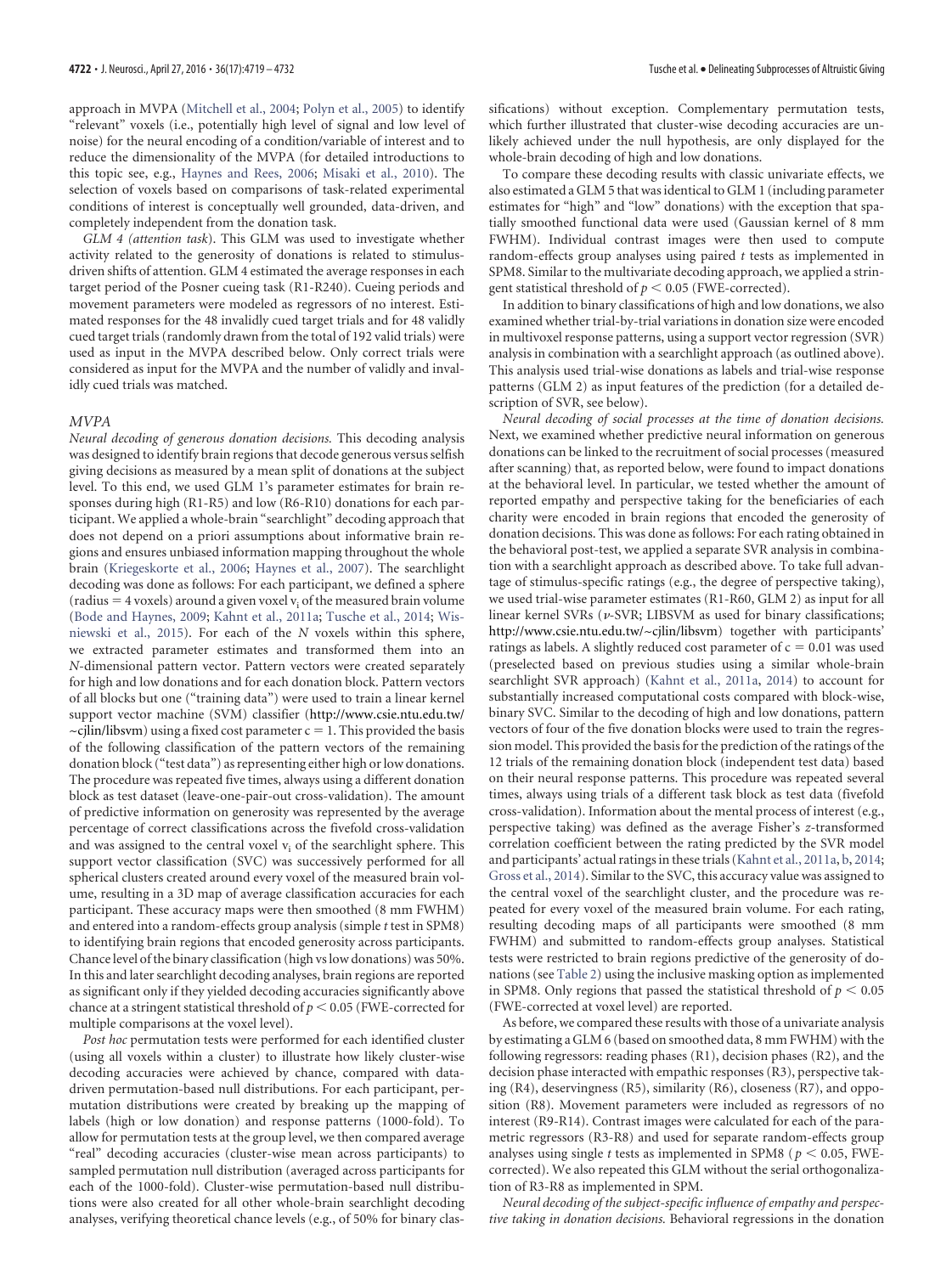approach in MVPA (Mitchell et al., 2004; Polyn et al., 2005) to identify "relevant" voxels (i.e., potentially high level of signal and low level of noise) for the neural encoding of a condition/variable of interest and to reduce the dimensionality of the MVPA (for detailed introductions to this topic see, e.g., Haynes and Rees, 2006; Misaki et al., 2010). The selection of voxels based on comparisons of task-related experimental conditions of interest is conceptually well grounded, data-driven, and completely independent from the donation task.

*GLM 4 (attention task)*. This GLM was used to investigate whether activity related to the generosity of donations is related to stimulus-driven shifts of attention. GLM 4 estimated the average responses in each target period of the Posner cueing task (R1-R240). Cueing periods and movement parameters were modeled as regressors of no interest. Estimated responses for the 48 invalidly cued target trials and for 48 validly cued target trials (randomly drawn from the total of 192 valid trials) were used as input in the MVPA described below. Only correct trials were considered as input for the MVPA and the number of validly and invalidly cued trials was matched.

### MVPA

*Neural decoding of generous donation decisions.* This decoding analysis was designed to identify brain regions that decode generous versus selfish giving decisions as measured by a mean split of donations at the subject level. To this end, we used GLM 1's parameter estimates for brain responses during high (R1-R5) and low (R6-R10) donations for each participant. We applied a whole-brain "searchlight" decoding approach that does not depend on a priori assumptions about informative brain regions and ensures unbiased information mapping throughout the whole brain (Kriegeskorte et al., 2006; Haynes et al., 2007). The searchlight decoding was done as follows: For each participant, we defined a sphere (radius = 4 voxels) around a given voxel $v_i$ of the measured brain volume (Bode and Haynes, 2009; Kahnt et al., 2011a; Tusche et al., 2014; Wisniewski et al., 2015). For each of the *N* voxels within this sphere, we extracted parameter estimates and transformed them into an *N*-dimensional pattern vector. Pattern vectors were created separately for high and low donations and for each donation block. Pattern vectors of all blocks but one ("training data") were used to train a linear kernel support vector machine (SVM) classifier (http://www.csie.ntu.edu.tw/~cjlin/libsvm) using a fixed cost parameter c = 1. This provided the basis of the following classification of the pattern vectors of the remaining donation block ("test data") as representing either high or low donations. The procedure was repeated five times, always using a different donation block as test dataset (leave-one-pair-out cross-validation). The amount of predictive information on generosity was represented by the average percentage of correct classifications across the fivefold cross-validation and was assigned to the central voxel $v_i$ of the searchlight sphere. This support vector classification (SVC) was successively performed for all spherical clusters created around every voxel of the measured brain volume, resulting in a 3D map of average classification accuracies for each participant. These accuracy maps were then smoothed (8 mm FWHM) and entered into a random-effects group analysis (simple *t* test in SPM8) to identifying brain regions that encoded generosity across participants. Chance level of the binary classification (high vs low donations) was 50%. In this and later searchlight decoding analyses, brain regions are reported as significant only if they yielded decoding accuracies significantly above chance at a stringent statistical threshold of $p < 0.05$ (FWE-corrected for multiple comparisons at the voxel level).

*Post hoc* permutation tests were performed for each identified cluster (using all voxels within a cluster) to illustrate how likely cluster-wise decoding accuracies were achieved by chance, compared with data-driven permutation-based null distributions. For each participant, permutation distributions were created by breaking up the mapping of labels (high or low donation) and response patterns (1000-fold). To allow for permutation tests at the group level, we then compared average "real" decoding accuracies (cluster-wise mean across participants) to sampled permutation null distribution (averaged across participants for each of the 1000-fold). Cluster-wise permutation-based null distributions were also created for all other whole-brain searchlight decoding analyses, verifying theoretical chance levels (e.g., of 50% for binary classifications) without exception. Complementary permutation tests, which further illustrated that cluster-wise decoding accuracies are unlikely achieved under the null hypothesis, are only displayed for the whole-brain decoding of high and low donations.

To compare these decoding results with classic univariate effects, we also estimated a GLM 5 that was identical to GLM 1 (including parameter estimates for "high" and "low" donations) with the exception that spatially smoothed functional data were used (Gaussian kernel of 8 mm FWHM). Individual contrast images were then used to compute random-effects group analyses using paired *t* tests as implemented in SPM8. Similar to the multivariate decoding approach, we applied a stringent statistical threshold of $p < 0.05$ (FWE-corrected).

In addition to binary classifications of high and low donations, we also examined whether trial-by-trial variations in donation size were encoded in multivoxel response patterns, using a support vector regression (SVR) analysis in combination with a searchlight approach (as outlined above). This analysis used trial-wise donations as labels and trial-wise response patterns (GLM 2) as input features of the prediction (for a detailed description of SVR, see below).

*Neural decoding of social processes at the time of donation decisions.* Next, we examined whether predictive neural information on generous donations can be linked to the recruitment of social processes (measured after scanning) that, as reported below, were found to impact donations at the behavioral level. In particular, we tested whether the amount of reported empathy and perspective taking for the beneficiaries of each charity were encoded in brain regions that encoded the generosity of donation decisions. This was done as follows: For each rating obtained in the behavioral post-test, we applied a separate SVR analysis in combination with a searchlight approach as described above. To take full advantage of stimulus-specific ratings (e.g., the degree of perspective taking), we used trial-wise parameter estimates (R1-R60, GLM 2) as input for all linear kernel SVRs ($\nu$-SVR; LIBSVM as used for binary classifications; http://www.csie.ntu.edu.tw/~cjlin/libsvm) together with participants' ratings as labels. A slightly reduced cost parameter of c = 0.01 was used (preselected based on previous studies using a similar whole-brain searchlight SVR approach) (Kahnt et al., 2011a, 2014) to account for substantially increased computational costs compared with block-wise, binary SVC. Similar to the decoding of high and low donations, pattern vectors of four of the five donation blocks were used to train the regression model. This provided the basis for the prediction of the ratings of the 12 trials of the remaining donation block (independent test data) based on their neural response patterns. This procedure was repeated several times, always using trials of a different task block as test data (fivefold cross-validation). Information about the mental process of interest (e.g., perspective taking) was defined as the average Fisher's *z*-transformed correlation coefficient between the rating predicted by the SVR model and participants' actual ratings in these trials (Kahnt et al., 2011a, b, 2014; Gross et al., 2014). Similar to the SVC, this accuracy value was assigned to the central voxel of the searchlight cluster, and the procedure was repeated for every voxel of the measured brain volume. For each rating, resulting decoding maps of all participants were smoothed (8 mm FWHM) and submitted to random-effects group analyses. Statistical tests were restricted to brain regions predictive of the generosity of donations (see Table 2) using the inclusive masking option as implemented in SPM8. Only regions that passed the statistical threshold of $p < 0.05$ (FWE-corrected at voxel level) are reported.

As before, we compared these results with those of a univariate analysis by estimating a GLM 6 (based on smoothed data, 8 mm FWHM) with the following regressors: reading phases (R1), decision phases (R2), and the decision phase interacted with empathic responses (R3), perspective taking (R4), deservingness (R5), similarity (R6), closeness (R7), and opposition (R8). Movement parameters were included as regressors of no interest (R9-R14). Contrast images were calculated for each of the parametric regressors (R3-R8) and used for separate random-effects group analyses using single *t* tests as implemented in SPM8 ($p < 0.05$, FWE-corrected). We also repeated this GLM without the serial orthogonalization of R3-R8 as implemented in SPM.

*Neural decoding of the subject-specific influence of empathy and perspective taking in donation decisions.* Behavioral regressions in the donation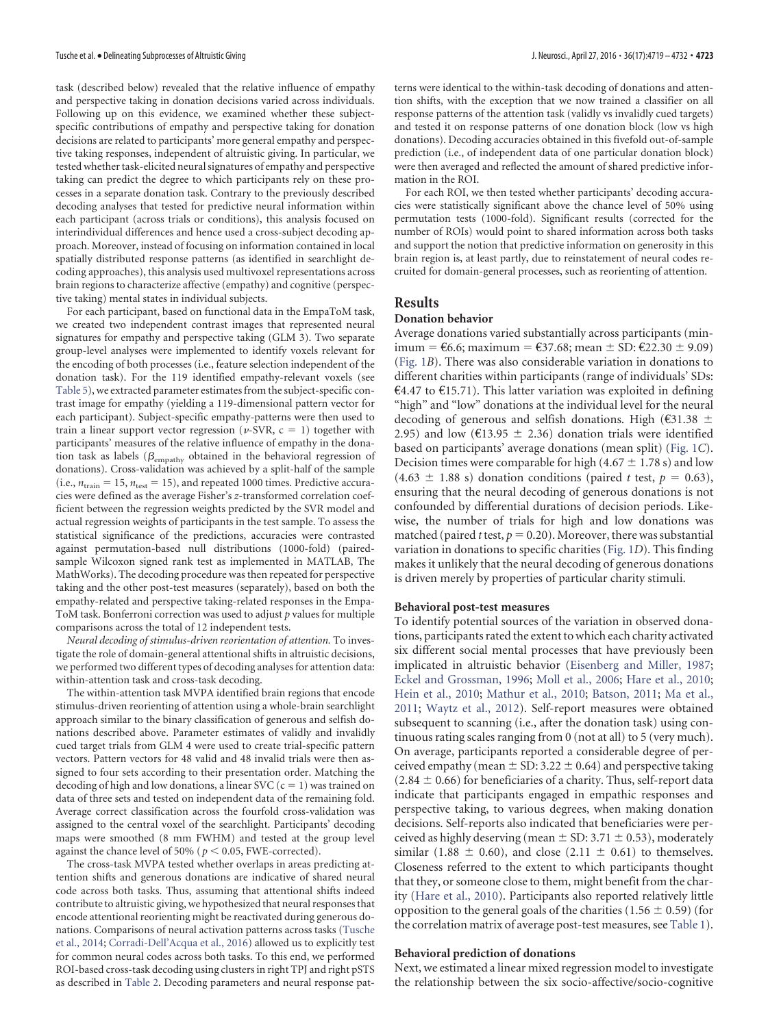task (described below) revealed that the relative influence of empathy and perspective taking in donation decisions varied across individuals. Following up on this evidence, we examined whether these subject-specific contributions of empathy and perspective taking for donation decisions are related to participants' more general empathy and perspective taking responses, independent of altruistic giving. In particular, we tested whether task-elicited neural signatures of empathy and perspective taking can predict the degree to which participants rely on these processes in a separate donation task. Contrary to the previously described decoding analyses that tested for predictive neural information within each participant (across trials or conditions), this analysis focused on interindividual differences and hence used a cross-subject decoding approach. Moreover, instead of focusing on information contained in local spatially distributed response patterns (as identified in searchlight decoding approaches), this analysis used multivoxel representations across brain regions to characterize affective (empathy) and cognitive (perspective taking) mental states in individual subjects.

For each participant, based on functional data in the EmpaToM task, we created two independent contrast images that represented neural signatures for empathy and perspective taking (GLM 3). Two separate group-level analyses were implemented to identify voxels relevant for the encoding of both processes (i.e., feature selection independent of the donation task). For the 119 identified empathy-relevant voxels (see Table 5), we extracted parameter estimates from the subject-specific contrast image for empathy (yielding a 119-dimensional pattern vector for each participant). Subject-specific empathy-patterns were then used to train a linear support vector regression ($\nu$-SVR, c = 1) together with participants' measures of the relative influence of empathy in the donation task as labels ($\beta_{\text{empathy}}$ obtained in the behavioral regression of donations). Cross-validation was achieved by a split-half of the sample (i.e., $n_{\text{train}} = 15$, $n_{\text{test}} = 15$), and repeated 1000 times. Predictive accuracies were defined as the average Fisher's *z*-transformed correlation coefficient between the regression weights predicted by the SVR model and actual regression weights of participants in the test sample. To assess the statistical significance of the predictions, accuracies were contrasted against permutation-based null distributions (1000-fold) (paired-sample Wilcoxon signed rank test as implemented in MATLAB, The MathWorks). The decoding procedure was then repeated for perspective taking and the other post-test measures (separately), based on both the empathy-related and perspective taking-related responses in the EmpaToM task. Bonferroni correction was used to adjust *p* values for multiple comparisons across the total of 12 independent tests.

*Neural decoding of stimulus-driven reorientation of attention.* To investigate the role of domain-general attentional shifts in altruistic decisions, we performed two different types of decoding analyses for attention data: within-attention task and cross-task decoding.

The within-attention task MVPA identified brain regions that encode stimulus-driven reorienting of attention using a whole-brain searchlight approach similar to the binary classification of generous and selfish donations described above. Parameter estimates of validly and invalidly cued target trials from GLM 4 were used to create trial-specific pattern vectors. Pattern vectors for 48 valid and 48 invalid trials were then assigned to four sets according to their presentation order. Matching the decoding of high and low donations, a linear SVC (c = 1) was trained on data of three sets and tested on independent data of the remaining fold. Average correct classification across the fourfold cross-validation was assigned to the central voxel of the searchlight. Participants' decoding maps were smoothed (8 mm FWHM) and tested at the group level against the chance level of 50% ($p < 0.05$, FWE-corrected).

The cross-task MVPA tested whether overlaps in areas predicting attention shifts and generous donations are indicative of shared neural code across both tasks. Thus, assuming that attentional shifts indeed contribute to altruistic giving, we hypothesized that neural responses that encode attentional reorienting might be reactivated during generous donations. Comparisons of neural activation patterns across tasks (Tusche et al., 2014; Corradi-Dell'Acqua et al., 2016) allowed us to explicitly test for common neural codes across both tasks. To this end, we performed ROI-based cross-task decoding using clusters in right TPJ and right pSTS as described in Table 2. Decoding parameters and neural response patterns were identical to the within-task decoding of donations and attention shifts, with the exception that we now trained a classifier on all response patterns of the attention task (validly vs invalidly cued targets) and tested it on response patterns of one donation block (low vs high donations). Decoding accuracies obtained in this fivefold out-of-sample prediction (i.e., of independent data of one particular donation block) were then averaged and reflected the amount of shared predictive information in the ROI.

For each ROI, we then tested whether participants' decoding accuracies were statistically significant above the chance level of 50% using permutation tests (1000-fold). Significant results (corrected for the number of ROIs) would point to shared information across both tasks and support the notion that predictive information on generosity in this brain region is, at least partly, due to reinstatement of neural codes recruited for domain-general processes, such as reorienting of attention.

## Results

### Donation behavior

Average donations varied substantially across participants (minimum = €6.6; maximum = €37.68; mean ± SD: €22.30 ± 9.09) (Fig. 1*B*). There was also considerable variation in donations to different charities within participants (range of individuals' SDs: €4.47 to €15.71). This latter variation was exploited in defining "high" and "low" donations at the individual level for the neural decoding of generous and selfish donations. High (€31.38 ± 2.95) and low (€13.95 ± 2.36) donation trials were identified based on participants' average donations (mean split) (Fig. 1*C*). Decision times were comparable for high (4.67 ± 1.78 s) and low (4.63 ± 1.88 s) donation conditions (paired *t* test, $p = 0.63$), ensuring that the neural decoding of generous donations is not confounded by differential durations of decision periods. Likewise, the number of trials for high and low donations was matched (paired *t* test, $p = 0.20$). Moreover, there was substantial variation in donations to specific charities (Fig. 1*D*). This finding makes it unlikely that the neural decoding of generous donations is driven merely by properties of particular charity stimuli.

### Behavioral post-test measures

To identify potential sources of the variation in observed donations, participants rated the extent to which each charity activated six different social mental processes that have previously been implicated in altruistic behavior (Eisenberg and Miller, 1987; Eckel and Grossman, 1996; Moll et al., 2006; Hare et al., 2010; Hein et al., 2010; Mathur et al., 2010; Batson, 2011; Ma et al., 2011; Waytz et al., 2012). Self-report measures were obtained subsequent to scanning (i.e., after the donation task) using continuous rating scales ranging from 0 (not at all) to 5 (very much). On average, participants reported a considerable degree of perceived empathy (mean ± SD: 3.22 ± 0.64) and perspective taking (2.84 ± 0.66) for beneficiaries of a charity. Thus, self-report data indicate that participants engaged in empathic responses and perspective taking, to various degrees, when making donation decisions. Self-reports also indicated that beneficiaries were perceived as highly deserving (mean ± SD: 3.71 ± 0.53), moderately similar (1.88 ± 0.60), and close (2.11 ± 0.61) to themselves. Closeness referred to the extent to which participants thought that they, or someone close to them, might benefit from the charity (Hare et al., 2010). Participants also reported relatively little opposition to the general goals of the charities (1.56 ± 0.59) (for the correlation matrix of average post-test measures, see Table 1).

### Behavioral prediction of donations

Next, we estimated a linear mixed regression model to investigate the relationship between the six socio-affective/socio-cognitive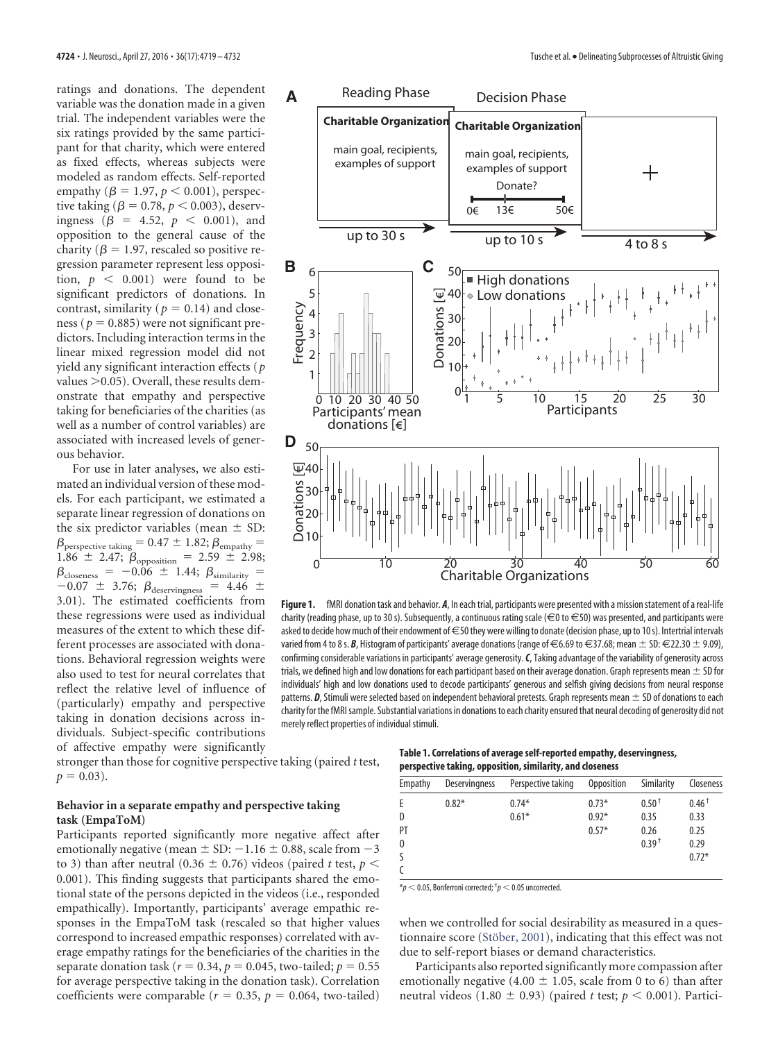ratings and donations. The dependent variable was the donation made in a given trial. The independent variables were the six ratings provided by the same participant for that charity, which were entered as fixed effects, whereas subjects were modeled as random effects. Self-reported empathy ($\beta = 1.97$, $p < 0.001$), perspective taking ($\beta = 0.78$, $p < 0.003$), deservingness ($\beta = 4.52$, $p < 0.001$), and opposition to the general cause of the charity ($\beta = 1.97$, rescaled so positive regression parameter represent less opposition, $p < 0.001$) were found to be significant predictors of donations. In contrast, similarity ($p = 0.14$) and closeness ($p = 0.885$) were not significant predictors. Including interaction terms in the linear mixed regression model did not yield any significant interaction effects ($p$ values $>0.05$). Overall, these results demonstrate that empathy and perspective taking for beneficiaries of the charities (as well as a number of control variables) are associated with increased levels of generous behavior.

For use in later analyses, we also estimated an individual version of these models. For each participant, we estimated a separate linear regression of donations on the six predictor variables (mean ± SD: $\beta_{\text{perspective taking}} = 0.47 \pm 1.82$; $\beta_{\text{empathy}} = 1.86 \pm 2.47$; $\beta_{\text{opposition}} = 2.59 \pm 2.98$; $\beta_{\text{closeness}} = -0.06 \pm 1.44$; $\beta_{\text{similarity}} = -0.07 \pm 3.76$; $\beta_{\text{deservingness}} = 4.46 \pm 3.01$). The estimated coefficients from these regressions were used as individual measures of the extent to which these different processes are associated with donations. Behavioral regression weights were also used to test for neural correlates that reflect the relative level of influence of (particularly) empathy and perspective taking in donation decisions across individuals. Subject-specific contributions of affective empathy were significantly stronger than those for cognitive perspective taking (paired $t$ test, $p = 0.03$).

**Figure 1.** fMRI donation task and behavior. ***A***, In each trial, participants were presented with a mission statement of a real-life charity (reading phase, up to 30 s). Subsequently, a continuous rating scale (€0 to €50) was presented, and participants were asked to decide how much of their endowment of €50 they were willing to donate (decision phase, up to 10 s). Intertrial intervals varied from 4 to 8 s. ***B***, Histogram of participants' average donations (range of €6.69 to €37.68; mean ± SD: €22.30 ± 9.09), confirming considerable variations in participants' average generosity. ***C***, Taking advantage of the variability of generosity across trials, we defined high and low donations for each participant based on their average donation. Graph represents mean ± SD for individuals' high and low donations used to decode participants' generous and selfish giving decisions from neural response patterns. ***D***, Stimuli were selected based on independent behavioral pretests. Graph represents mean ± SD of donations to each charity for the fMRI sample. Substantial variations in donations to each charity ensured that neural decoding of generosity did not merely reflect properties of individual stimuli.

**Table 1. Correlations of average self-reported empathy, deservingness, perspective taking, opposition, similarity, and closeness**

| Empathy | Deservingness | Perspective taking | Opposition | Similarity | Closeness |
|---|---|---|---|---|---|
| E | 0.82* | 0.74* | 0.73* | 0.50† | 0.46† |
| D | | 0.61* | 0.92* | 0.35 | 0.33 |
| PT | | | 0.57* | 0.26 | 0.25 |
| O | | | | 0.39† | 0.29 |
| S | | | | | 0.72* |
| C | | | | | |

*$p < 0.05$, Bonferroni corrected; †$p < 0.05$ uncorrected.

### Behavior in a separate empathy and perspective taking task (EmpaToM)

Participants reported significantly more negative affect after emotionally negative (mean ± SD: $-1.16 \pm 0.88$, scale from $-3$ to 3) than after neutral ($0.36 \pm 0.76$) videos (paired $t$ test, $p < 0.001$). This finding suggests that participants shared the emotional state of the persons depicted in the videos (i.e., responded empathically). Importantly, participants' average empathic responses in the EmpaToM task (rescaled so that higher values correspond to increased empathic responses) correlated with average empathy ratings for the beneficiaries of the charities in the separate donation task ($r = 0.34$, $p = 0.045$, two-tailed; $p = 0.55$ for average perspective taking in the donation task). Correlation coefficients were comparable ($r = 0.35$, $p = 0.064$, two-tailed) when we controlled for social desirability as measured in a questionnaire score (Stöber, 2001), indicating that this effect was not due to self-report biases or demand characteristics.

Participants also reported significantly more compassion after emotionally negative ($4.00 \pm 1.05$, scale from 0 to 6) than after neutral videos ($1.80 \pm 0.93$) (paired $t$ test; $p < 0.001$). Partici-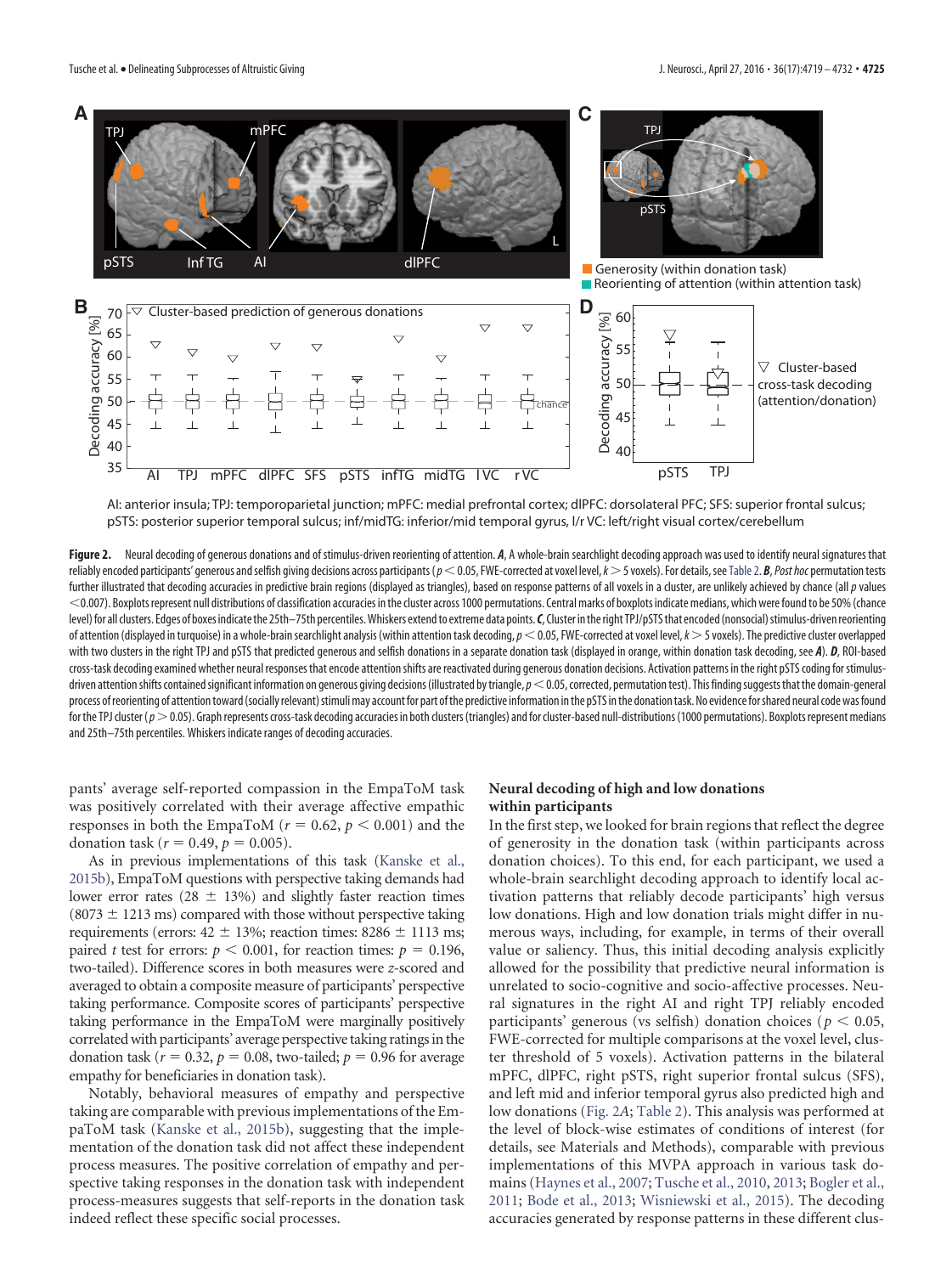AI: anterior insula; TPJ: temporoparietal junction; mPFC: medial prefrontal cortex; dlPFC: dorsolateral PFC; SFS: superior frontal sulcus; pSTS: posterior superior temporal sulcus; inf/midTG: inferior/mid temporal gyrus, l/r VC: left/right visual cortex/cerebellum

**Figure 2.** Neural decoding of generous donations and of stimulus-driven reorienting of attention. ***A***, A whole-brain searchlight decoding approach was used to identify neural signatures that reliably encoded participants' generous and selfish giving decisions across participants ($p < 0.05$, FWE-corrected at voxel level, $k > 5$ voxels). For details, see Table 2. ***B***, *Post hoc* permutation tests further illustrated that decoding accuracies in predictive brain regions (displayed as triangles), based on response patterns of all voxels in a cluster, are unlikely achieved by chance (all $p$ values $< 0.007$). Boxplots represent null distributions of classification accuracies in the cluster across 1000 permutations. Central marks of boxplots indicate medians, which were found to be 50% (chance level) for all clusters. Edges of boxes indicate the 25th–75th percentiles. Whiskers extend to extreme data points. ***C***, Cluster in the right TPJ/pSTS that encoded (nonsocial) stimulus-driven reorienting of attention (displayed in turquoise) in a whole-brain searchlight analysis (within attention task decoding, $p < 0.05$, FWE-corrected at voxel level, $k > 5$ voxels). The predictive cluster overlapped with two clusters in the right TPJ and pSTS that predicted generous and selfish donations in a separate donation task (displayed in orange, within donation task decoding, see ***A***). ***D***, ROI-based cross-task decoding examined whether neural responses that encode attention shifts are reactivated during generous donation decisions. Activation patterns in the right pSTS coding for stimulus-driven attention shifts contained significant information on generous giving decisions (illustrated by triangle, $p < 0.05$, corrected, permutation test). This finding suggests that the domain-general process of reorienting of attention toward (socially relevant) stimuli may account for part of the predictive information in the pSTS in the donation task. No evidence for shared neural code was found for the TPJ cluster ($p > 0.05$). Graph represents cross-task decoding accuracies in both clusters (triangles) and for cluster-based null-distributions (1000 permutations). Boxplots represent medians and 25th–75th percentiles. Whiskers indicate ranges of decoding accuracies.

pants' average self-reported compassion in the EmpaToM task was positively correlated with their average affective empathic responses in both the EmpaToM ($r = 0.62$, $p < 0.001$) and the donation task ($r = 0.49$, $p = 0.005$).

As in previous implementations of this task (Kanske et al., 2015b), EmpaToM questions with perspective taking demands had lower error rates (28 ± 13%) and slightly faster reaction times (8073 ± 1213 ms) compared with those without perspective taking requirements (errors: 42 ± 13%; reaction times: 8286 ± 1113 ms; paired $t$ test for errors: $p < 0.001$, for reaction times: $p = 0.196$, two-tailed). Difference scores in both measures were $z$-scored and averaged to obtain a composite measure of participants' perspective taking performance. Composite scores of participants' perspective taking performance in the EmpaToM were marginally positively correlated with participants' average perspective taking ratings in the donation task ($r = 0.32$, $p = 0.08$, two-tailed; $p = 0.96$ for average empathy for beneficiaries in donation task).

Notably, behavioral measures of empathy and perspective taking are comparable with previous implementations of the EmpaToM task (Kanske et al., 2015b), suggesting that the implementation of the donation task did not affect these independent process measures. The positive correlation of empathy and perspective taking responses in the donation task with independent process-measures suggests that self-reports in the donation task indeed reflect these specific social processes.

### Neural decoding of high and low donations within participants

In the first step, we looked for brain regions that reflect the degree of generosity in the donation task (within participants across donation choices). To this end, for each participant, we used a whole-brain searchlight decoding approach to identify local activation patterns that reliably decode participants' high versus low donations. High and low donation trials might differ in numerous ways, including, for example, in terms of their overall value or saliency. Thus, this initial decoding analysis explicitly allowed for the possibility that predictive neural information is unrelated to socio-cognitive and socio-affective processes. Neural signatures in the right AI and right TPJ reliably encoded participants' generous (vs selfish) donation choices ($p < 0.05$, FWE-corrected for multiple comparisons at the voxel level, cluster threshold of 5 voxels). Activation patterns in the bilateral mPFC, dlPFC, right pSTS, right superior frontal sulcus (SFS), and left mid and inferior temporal gyrus also predicted high and low donations (Fig. 2*A*; Table 2). This analysis was performed at the level of block-wise estimates of conditions of interest (for details, see Materials and Methods), comparable with previous implementations of this MVPA approach in various task domains (Haynes et al., 2007; Tusche et al., 2010, 2013; Bogler et al., 2011; Bode et al., 2013; Wisniewski et al., 2015). The decoding accuracies generated by response patterns in these different clus-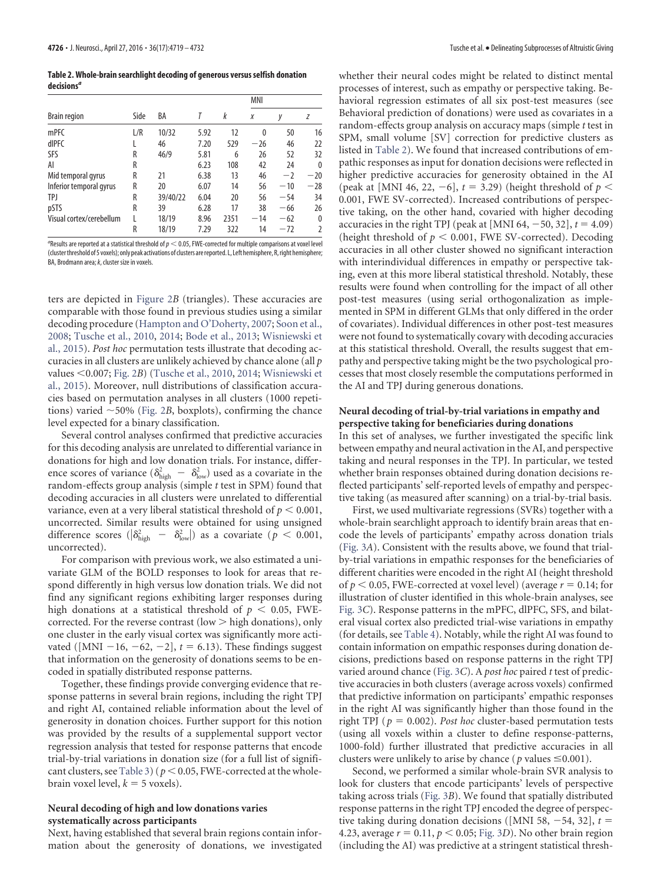**Table 2. Whole-brain searchlight decoding of generous versus selfish donation decisions[a]**

| Brain region | Side | BA | T | k | MNI x | MNI y | MNI z |
|---|---|---|---|---|---|---|---|
| mPFC | L/R | 10/32 | 5.92 | 12 | 0 | 50 | 16 |
| dlPFC | L | 46 | 7.20 | 529 | −26 | 46 | 22 |
| SFS | R | 46/9 | 5.81 | 6 | 26 | 52 | 32 |
| AI | R | | 6.23 | 108 | 42 | 24 | 0 |
| Mid temporal gyrus | R | 21 | 6.38 | 13 | 46 | −2 | −20 |
| Inferior temporal gyrus | R | 20 | 6.07 | 14 | 56 | −10 | −28 |
| TPJ | R | 39/40/22 | 6.04 | 20 | 56 | −54 | 34 |
| pSTS | R | 39 | 6.28 | 17 | 38 | −66 | 26 |
| Visual cortex/cerebellum | L | 18/19 | 8.96 | 2351 | −14 | −62 | 0 |
| | R | 18/19 | 7.29 | 322 | 14 | −72 | 2 |

[a]Results are reported at a statistical threshold of $p < 0.05$, FWE-corrected for multiple comparisons at voxel level (cluster threshold of 5 voxels); only peak activations of clusters are reported. L, Left hemisphere, R, right hemisphere; BA, Brodmann area; k, cluster size in voxels.

ters are depicted in Figure 2B (triangles). These accuracies are comparable with those found in previous studies using a similar decoding procedure (Hampton and O'Doherty, 2007; Soon et al., 2008; Tusche et al., 2010, 2014; Bode et al., 2013; Wisniewski et al., 2015). *Post hoc* permutation tests illustrate that decoding accuracies in all clusters are unlikely achieved by chance alone (all p values <0.007; Fig. 2B) (Tusche et al., 2010, 2014; Wisniewski et al., 2015). Moreover, null distributions of classification accuracies based on permutation analyses in all clusters (1000 repetitions) varied ~50% (Fig. 2B, boxplots), confirming the chance level expected for a binary classification.

Several control analyses confirmed that predictive accuracies for this decoding analysis are unrelated to differential variance in donations for high and low donation trials. For instance, difference scores of variance ($\delta^2_{high} - \delta^2_{low}$) used as a covariate in the random-effects group analysis (simple t test in SPM) found that decoding accuracies in all clusters were unrelated to differential variance, even at a very liberal statistical threshold of $p < 0.001$, uncorrected. Similar results were obtained for using unsigned difference scores ($|\delta^2_{high} - \delta^2_{low}|$) as a covariate ($p < 0.001$, uncorrected).

For comparison with previous work, we also estimated a univariate GLM of the BOLD responses to look for areas that respond differently in high versus low donation trials. We did not find any significant regions exhibiting larger responses during high donations at a statistical threshold of $p < 0.05$, FWE-corrected. For the reverse contrast (low > high donations), only one cluster in the early visual cortex was significantly more activated ([MNI −16, −62, −2], $t = 6.13$). These findings suggest that information on the generosity of donations seems to be encoded in spatially distributed response patterns.

Together, these findings provide converging evidence that response patterns in several brain regions, including the right TPJ and right AI, contained reliable information about the level of generosity in donation choices. Further support for this notion was provided by the results of a supplemental support vector regression analysis that tested for response patterns that encode trial-by-trial variations in donation size (for a full list of significant clusters, see Table 3) ($p < 0.05$, FWE-corrected at the whole-brain voxel level, $k = 5$ voxels).

### Neural decoding of high and low donations varies systematically across participants

Next, having established that several brain regions contain information about the generosity of donations, we investigated whether their neural codes might be related to distinct mental processes of interest, such as empathy or perspective taking. Behavioral regression estimates of all six post-test measures (see Behavioral prediction of donations) were used as covariates in a random-effects group analysis on accuracy maps (simple t test in SPM, small volume [SV] correction for predictive clusters as listed in Table 2). We found that increased contributions of empathic responses as input for donation decisions were reflected in higher predictive accuracies for generosity obtained in the AI (peak at [MNI 46, 22, −6], $t = 3.29$) (height threshold of $p < 0.001$, FWE SV-corrected). Increased contributions of perspective taking, on the other hand, covaried with higher decoding accuracies in the right TPJ (peak at [MNI 64, −50, 32], $t = 4.09$) (height threshold of $p < 0.001$, FWE SV-corrected). Decoding accuracies in all other cluster showed no significant interaction with interindividual differences in empathy or perspective taking, even at this more liberal statistical threshold. Notably, these results were found when controlling for the impact of all other post-test measures (using serial orthogonalization as implemented in SPM in different GLMs that only differed in the order of covariates). Individual differences in other post-test measures were not found to systematically covary with decoding accuracies at this statistical threshold. Overall, the results suggest that empathy and perspective taking might be the two psychological processes that most closely resemble the computations performed in the AI and TPJ during generous donations.

### Neural decoding of trial-by-trial variations in empathy and perspective taking for beneficiaries during donations

In this set of analyses, we further investigated the specific link between empathy and neural activation in the AI, and perspective taking and neural responses in the TPJ. In particular, we tested whether brain responses obtained during donation decisions reflected participants' self-reported levels of empathy and perspective taking (as measured after scanning) on a trial-by-trial basis.

First, we used multivariate regressions (SVRs) together with a whole-brain searchlight approach to identify brain areas that encode the levels of participants' empathy across donation trials (Fig. 3A). Consistent with the results above, we found that trial-by-trial variations in empathic responses for the beneficiaries of different charities were encoded in the right AI (height threshold of $p < 0.05$, FWE-corrected at voxel level) (average $r = 0.14$; for illustration of cluster identified in this whole-brain analyses, see Fig. 3C). Response patterns in the mPFC, dlPFC, SFS, and bilateral visual cortex also predicted trial-wise variations in empathy (for details, see Table 4). Notably, while the right AI was found to contain information on empathic responses during donation decisions, predictions based on response patterns in the right TPJ varied around chance (Fig. 3C). A *post hoc* paired t test of predictive accuracies in both clusters (average across voxels) confirmed that predictive information on participants' empathic responses in the right AI was significantly higher than those found in the right TPJ ($p = 0.002$). *Post hoc* cluster-based permutation tests (using all voxels within a cluster to define response-patterns, 1000-fold) further illustrated that predictive accuracies in all clusters were unlikely to arise by chance (p values ≤0.001).

Second, we performed a similar whole-brain SVR analysis to look for clusters that encode participants' levels of perspective taking across trials (Fig. 3B). We found that spatially distributed response patterns in the right TPJ encoded the degree of perspective taking during donation decisions ([MNI 58, −54, 32], $t = 4.23$, average $r = 0.11$, $p < 0.05$; Fig. 3D). No other brain region (including the AI) was predictive at a stringent statistical thresh-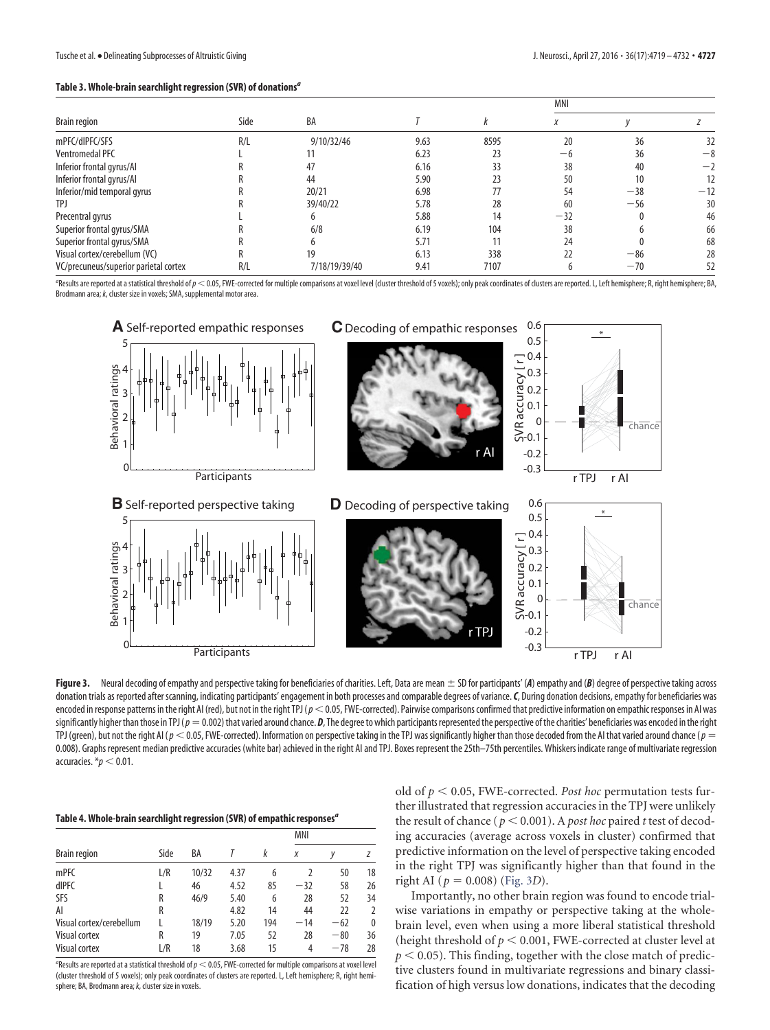**Table 3. Whole-brain searchlight regression (SVR) of donations[a]**

| Brain region | Side | BA | T | k | MNI x | y | z |
|---|---|---|---|---|---|---|---|
| mPFC/dlPFC/SFS | R/L | 9/10/32/46 | 9.63 | 8595 | 20 | 36 | 32 |
| Ventromedal PFC | L | 11 | 6.23 | 23 | −6 | 36 | −8 |
| Inferior frontal gyrus/AI | R | 47 | 6.16 | 33 | 38 | 40 | −2 |
| Inferior frontal gyrus/AI | R | 44 | 5.90 | 23 | 50 | 10 | 12 |
| Inferior/mid temporal gyrus | R | 20/21 | 6.98 | 77 | 54 | −38 | −12 |
| TPJ | R | 39/40/22 | 5.78 | 28 | 60 | −56 | 30 |
| Precentral gyrus | L | 6 | 5.88 | 14 | −32 | 0 | 46 |
| Superior frontal gyrus/SMA | R | 6/8 | 6.19 | 104 | 38 | 6 | 66 |
| Superior frontal gyrus/SMA | R | 6 | 5.71 | 11 | 24 | 0 | 68 |
| Visual cortex/cerebellum (VC) | R | 19 | 6.13 | 338 | 22 | −86 | 28 |
| VC/precuneus/superior parietal cortex | R/L | 7/18/19/39/40 | 9.41 | 7107 | 6 | −70 | 52 |

[a]Results are reported at a statistical threshold of $p < 0.05$, FWE-corrected for multiple comparisons at voxel level (cluster threshold of 5 voxels); only peak coordinates of clusters are reported. L, Left hemisphere; R, right hemisphere; BA, Brodmann area; k, cluster size in voxels; SMA, supplemental motor area.

**Figure 3.** Neural decoding of empathy and perspective taking for beneficiaries of charities. Left, Data are mean ± SD for participants' (***A***) empathy and (***B***) degree of perspective taking across donation trials as reported after scanning, indicating participants' engagement in both processes and comparable degrees of variance. ***C***, During donation decisions, empathy for beneficiaries was encoded in response patterns in the right AI (red), but not in the right TPJ ($p < 0.05$, FWE-corrected). Pairwise comparisons confirmed that predictive information on empathic responses in AI was significantly higher than those in TPJ ($p = 0.002$) that varied around chance. ***D***, The degree to which participants represented the perspective of the charities' beneficiaries was encoded in the right TPJ (green), but not the right AI ($p < 0.05$, FWE-corrected). Information on perspective taking in the TPJ was significantly higher than those decoded from the AI that varied around chance ($p = 0.008$). Graphs represent median predictive accuracies (white bar) achieved in the right AI and TPJ. Boxes represent the 25th–75th percentiles. Whiskers indicate range of multivariate regression accuracies. *$p < 0.01$.

**Table 4. Whole-brain searchlight regression (SVR) of empathic responses[a]**

| Brain region | Side | BA | T | k | MNI x | y | z |
|---|---|---|---|---|---|---|---|
| mPFC | L/R | 10/32 | 4.37 | 6 | 2 | 50 | 18 |
| dlPFC | L | 46 | 4.52 | 85 | −32 | 58 | 26 |
| SFS | R | 46/9 | 5.40 | 6 | 28 | 52 | 34 |
| AI | R | | 4.82 | 14 | 44 | 22 | 2 |
| Visual cortex/cerebellum | L | 18/19 | 5.20 | 194 | −14 | −62 | 0 |
| Visual cortex | R | 19 | 7.05 | 52 | 28 | −80 | 36 |
| Visual cortex | L/R | 18 | 3.68 | 15 | 4 | −78 | 28 |

[a]Results are reported at a statistical threshold of $p < 0.05$, FWE-corrected for multiple comparisons at voxel level (cluster threshold of 5 voxels); only peak coordinates of clusters are reported. L, Left hemisphere; R, right hemisphere; BA, Brodmann area; k, cluster size in voxels.

old of $p < 0.05$, FWE-corrected. *Post hoc* permutation tests further illustrated that regression accuracies in the TPJ were unlikely the result of chance ($p < 0.001$). A *post hoc* paired $t$ test of decoding accuracies (average across voxels in cluster) confirmed that predictive information on the level of perspective taking encoded in the right TPJ was significantly higher than that found in the right AI ($p = 0.008$) (Fig. 3*D*).

Importantly, no other brain region was found to encode trial-wise variations in empathy or perspective taking at the whole-brain level, even when using a more liberal statistical threshold (height threshold of $p < 0.001$, FWE-corrected at cluster level at $p < 0.05$). This finding, together with the close match of predictive clusters found in multivariate regressions and binary classification of high versus low donations, indicates that the decoding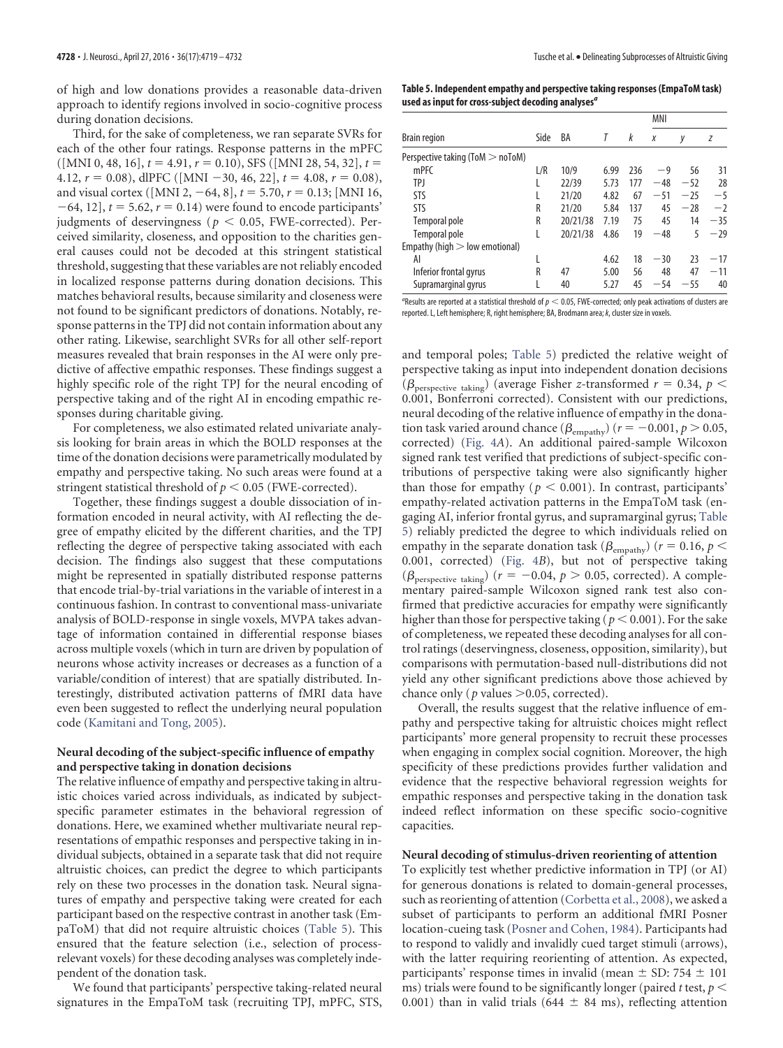of high and low donations provides a reasonable data-driven approach to identify regions involved in socio-cognitive process during donation decisions.

Third, for the sake of completeness, we ran separate SVRs for each of the other four ratings. Response patterns in the mPFC ([MNI 0, 48, 16], $t = 4.91$, $r = 0.10$), SFS ([MNI 28, 54, 32], $t = 4.12$, $r = 0.08$), dlPFC ([MNI −30, 46, 22], $t = 4.08$, $r = 0.08$), and visual cortex ([MNI 2, −64, 8], $t = 5.70$, $r = 0.13$; [MNI 16, −64, 12], $t = 5.62$, $r = 0.14$) were found to encode participants' judgments of deservingness ($p < 0.05$, FWE-corrected). Perceived similarity, closeness, and opposition to the charities general causes could not be decoded at this stringent statistical threshold, suggesting that these variables are not reliably encoded in localized response patterns during donation decisions. This matches behavioral results, because similarity and closeness were not found to be significant predictors of donations. Notably, response patterns in the TPJ did not contain information about any other rating. Likewise, searchlight SVRs for all other self-report measures revealed that brain responses in the AI were only predictive of affective empathic responses. These findings suggest a highly specific role of the right TPJ for the neural encoding of perspective taking and of the right AI in encoding empathic responses during charitable giving.

For completeness, we also estimated related univariate analysis looking for brain areas in which the BOLD responses at the time of the donation decisions were parametrically modulated by empathy and perspective taking. No such areas were found at a stringent statistical threshold of $p < 0.05$ (FWE-corrected).

Together, these findings suggest a double dissociation of information encoded in neural activity, with AI reflecting the degree of empathy elicited by the different charities, and the TPJ reflecting the degree of perspective taking associated with each decision. The findings also suggest that these computations might be represented in spatially distributed response patterns that encode trial-by-trial variations in the variable of interest in a continuous fashion. In contrast to conventional mass-univariate analysis of BOLD-response in single voxels, MVPA takes advantage of information contained in differential response biases across multiple voxels (which in turn are driven by population of neurons whose activity increases or decreases as a function of a variable/condition of interest) that are spatially distributed. Interestingly, distributed activation patterns of fMRI data have even been suggested to reflect the underlying neural population code (Kamitani and Tong, 2005).

### Neural decoding of the subject-specific influence of empathy and perspective taking in donation decisions

The relative influence of empathy and perspective taking in altruistic choices varied across individuals, as indicated by subject-specific parameter estimates in the behavioral regression of donations. Here, we examined whether multivariate neural representations of empathic responses and perspective taking in individual subjects, obtained in a separate task that did not require altruistic choices, can predict the degree to which participants rely on these two processes in the donation task. Neural signatures of empathy and perspective taking were created for each participant based on the respective contrast in another task (EmpaToM) that did not require altruistic choices (Table 5). This ensured that the feature selection (i.e., selection of process-relevant voxels) for these decoding analyses was completely independent of the donation task.

We found that participants' perspective taking-related neural signatures in the EmpaToM task (recruiting TPJ, mPFC, STS,

**Table 5. Independent empathy and perspective taking responses (EmpaToM task) used as input for cross-subject decoding analyses[a]**

| Brain region | Side | BA | T | k | MNI x | MNI y | MNI z |
|---|---|---|---|---|---|---|---|
| Perspective taking (ToM > noToM) | | | | | | | |
| mPFC | L/R | 10/9 | 6.99 | 236 | −9 | 56 | 31 |
| TPJ | L | 22/39 | 5.73 | 177 | −48 | −52 | 28 |
| STS | L | 21/20 | 4.82 | 67 | −51 | −25 | −5 |
| STS | R | 21/20 | 5.84 | 137 | 45 | −28 | −2 |
| Temporal pole | R | 20/21/38 | 7.19 | 75 | 45 | 14 | −35 |
| Temporal pole | L | 20/21/38 | 4.86 | 19 | −48 | 5 | −29 |
| Empathy (high > low emotional) | | | | | | | |
| AI | L | | 4.62 | 18 | −30 | 23 | −17 |
| Inferior frontal gyrus | R | 47 | 5.00 | 56 | 48 | 47 | −11 |
| Supramarginal gyrus | L | 40 | 5.27 | 45 | −54 | −55 | 40 |

[a]Results are reported at a statistical threshold of $p < 0.05$, FWE-corrected; only peak activations of clusters are reported. L, Left hemisphere; R, right hemisphere; BA, Brodmann area; k, cluster size in voxels.

and temporal poles; Table 5) predicted the relative weight of perspective taking as input into independent donation decisions ($\beta_{\text{perspective taking}}$) (average Fisher z-transformed $r = 0.34$, $p < 0.001$, Bonferroni corrected). Consistent with our predictions, neural decoding of the relative influence of empathy in the donation task varied around chance ($\beta_{\text{empathy}}$) ($r = -0.001$, $p > 0.05$, corrected) (Fig. 4A). An additional paired-sample Wilcoxon signed rank test verified that predictions of subject-specific contributions of perspective taking were also significantly higher than those for empathy ($p < 0.001$). In contrast, participants' empathy-related activation patterns in the EmpaToM task (engaging AI, inferior frontal gyrus, and supramarginal gyrus; Table 5) reliably predicted the degree to which individuals relied on empathy in the separate donation task ($\beta_{\text{empathy}}$) ($r = 0.16$, $p < 0.001$, corrected) (Fig. 4B), but not of perspective taking ($\beta_{\text{perspective taking}}$) ($r = -0.04$, $p > 0.05$, corrected). A complementary paired-sample Wilcoxon signed rank test also confirmed that predictive accuracies for empathy were significantly higher than those for perspective taking ($p < 0.001$). For the sake of completeness, we repeated these decoding analyses for all control ratings (deservingness, closeness, opposition, similarity), but comparisons with permutation-based null-distributions did not yield any other significant predictions above those achieved by chance only ($p$ values $>0.05$, corrected).

Overall, the results suggest that the relative influence of empathy and perspective taking for altruistic choices might reflect participants' more general propensity to recruit these processes when engaging in complex social cognition. Moreover, the high specificity of these predictions provides further validation and evidence that the respective behavioral regression weights for empathic responses and perspective taking in the donation task indeed reflect information on these specific socio-cognitive capacities.

### Neural decoding of stimulus-driven reorienting of attention

To explicitly test whether predictive information in TPJ (or AI) for generous donations is related to domain-general processes, such as reorienting of attention (Corbetta et al., 2008), we asked a subset of participants to perform an additional fMRI Posner location-cueing task (Posner and Cohen, 1984). Participants had to respond to validly and invalidly cued target stimuli (arrows), with the latter requiring reorienting of attention. As expected, participants' response times in invalid (mean ± SD: 754 ± 101 ms) trials were found to be significantly longer (paired t test, $p < 0.001$) than in valid trials (644 ± 84 ms), reflecting attention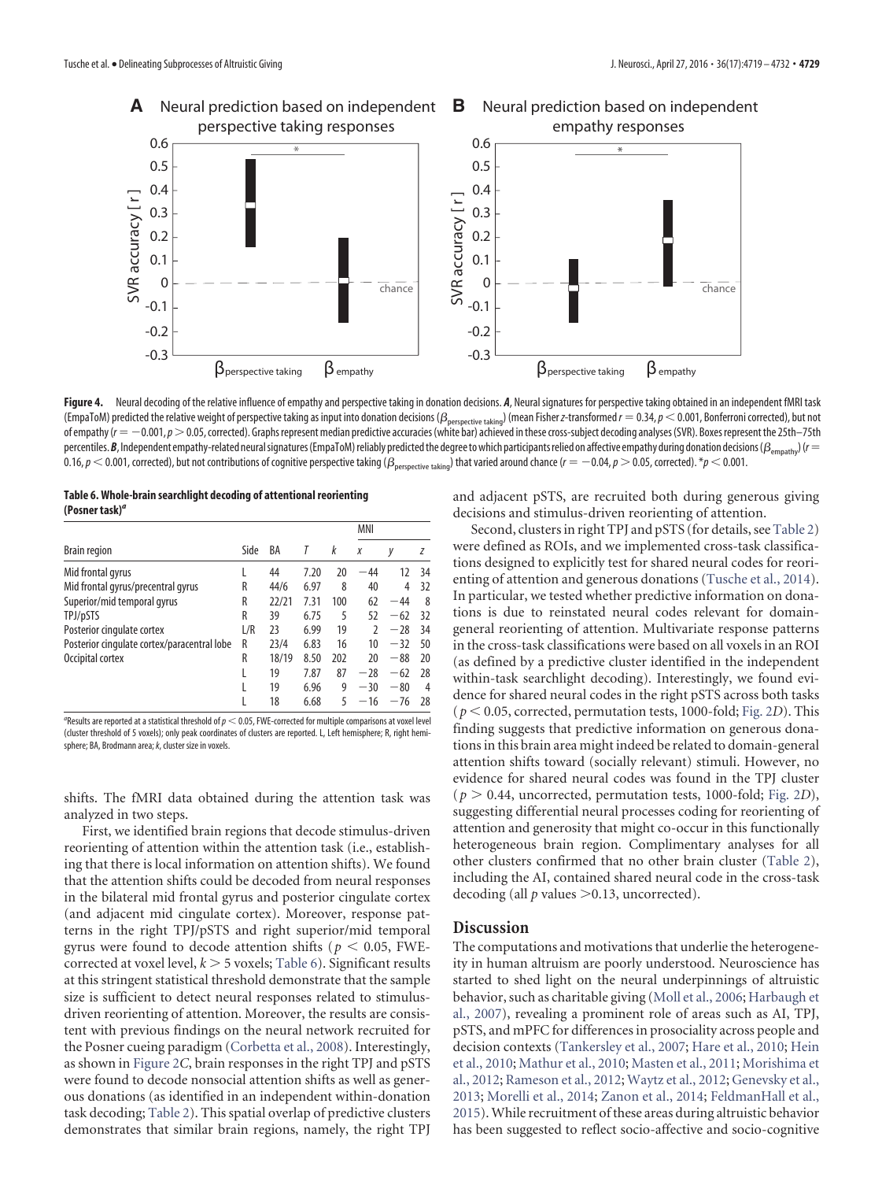Figure 4. Neural decoding of the relative influence of empathy and perspective taking in donation decisions. ***A***, Neural signatures for perspective taking obtained in an independent fMRI task (EmpaToM) predicted the relative weight of perspective taking as input into donation decisions ($\beta_{\text{perspective taking}}$) (mean Fisher *z*-transformed $r = 0.34$, $p < 0.001$, Bonferroni corrected), but not of empathy ($r = -0.001$, $p > 0.05$, corrected). Graphs represent median predictive accuracies (white bar) achieved in these cross-subject decoding analyses (SVR). Boxes represent the 25th–75th percentiles. ***B***, Independent empathy-related neural signatures (EmpaToM) reliably predicted the degree to which participants relied on affective empathy during donation decisions ($\beta_{\text{empathy}}$) ($r = 0.16$, $p < 0.001$, corrected), but not contributions of cognitive perspective taking ($\beta_{\text{perspective taking}}$) that varied around chance ($r = -0.04$, $p > 0.05$, corrected). *$p < 0.001$.

**Table 6. Whole-brain searchlight decoding of attentional reorienting (Posner task)[a]**

| Brain region | Side | BA | *T* | *k* | MNI *x* | MNI *y* | MNI *z* |
|---|---|---|---|---|---|---|---|
| Mid frontal gyrus | L | 44 | 7.20 | 20 | −44 | 12 | 34 |
| Mid frontal gyrus/precentral gyrus | R | 44/6 | 6.97 | 8 | 40 | 4 | 32 |
| Superior/mid temporal gyrus | R | 22/21 | 7.31 | 100 | 62 | −44 | 8 |
| TPJ/pSTS | R | 39 | 6.75 | 5 | 52 | −62 | 32 |
| Posterior cingulate cortex | L/R | 23 | 6.99 | 19 | 2 | −28 | 34 |
| Posterior cingulate cortex/paracentral lobe | R | 23/4 | 6.83 | 16 | 10 | −32 | 50 |
| Occipital cortex | R | 18/19 | 8.50 | 202 | 20 | −88 | 20 |
| | L | 19 | 7.87 | 87 | −28 | −62 | 28 |
| | L | 19 | 6.96 | 9 | −30 | −80 | 4 |
| | L | 18 | 6.68 | 5 | −16 | −76 | 28 |

[a]Results are reported at a statistical threshold of $p < 0.05$, FWE-corrected for multiple comparisons at voxel level (cluster threshold of 5 voxels); only peak coordinates of clusters are reported. L, Left hemisphere; R, right hemisphere; BA, Brodmann area; *k*, cluster size in voxels.

shifts. The fMRI data obtained during the attention task was analyzed in two steps.

First, we identified brain regions that decode stimulus-driven reorienting of attention within the attention task (i.e., establishing that there is local information on attention shifts). We found that the attention shifts could be decoded from neural responses in the bilateral mid frontal gyrus and posterior cingulate cortex (and adjacent mid cingulate cortex). Moreover, response patterns in the right TPJ/pSTS and right superior/mid temporal gyrus were found to decode attention shifts ($p < 0.05$, FWE-corrected at voxel level, $k > 5$ voxels; Table 6). Significant results at this stringent statistical threshold demonstrate that the sample size is sufficient to detect neural responses related to stimulus-driven reorienting of attention. Moreover, the results are consistent with previous findings on the neural network recruited for the Posner cueing paradigm (Corbetta et al., 2008). Interestingly, as shown in Figure 2*C*, brain responses in the right TPJ and pSTS were found to decode nonsocial attention shifts as well as generous donations (as identified in an independent within-donation task decoding; Table 2). This spatial overlap of predictive clusters demonstrates that similar brain regions, namely, the right TPJ and adjacent pSTS, are recruited both during generous giving decisions and stimulus-driven reorienting of attention.

Second, clusters in right TPJ and pSTS (for details, see Table 2) were defined as ROIs, and we implemented cross-task classifications designed to explicitly test for shared neural codes for reorienting of attention and generous donations (Tusche et al., 2014). In particular, we tested whether predictive information on donations is due to reinstated neural codes relevant for domain-general reorienting of attention. Multivariate response patterns in the cross-task classifications were based on all voxels in an ROI (as defined by a predictive cluster identified in the independent within-task searchlight decoding). Interestingly, we found evidence for shared neural codes in the right pSTS across both tasks ($p < 0.05$, corrected, permutation tests, 1000-fold; Fig. 2*D*). This finding suggests that predictive information on generous donations in this brain area might indeed be related to domain-general attention shifts toward (socially relevant) stimuli. However, no evidence for shared neural codes was found in the TPJ cluster ($p > 0.44$, uncorrected, permutation tests, 1000-fold; Fig. 2*D*), suggesting differential neural processes coding for reorienting of attention and generosity that might co-occur in this functionally heterogeneous brain region. Complimentary analyses for all other clusters confirmed that no other brain cluster (Table 2), including the AI, contained shared neural code in the cross-task decoding (all *p* values >0.13, uncorrected).

## Discussion

The computations and motivations that underlie the heterogeneity in human altruism are poorly understood. Neuroscience has started to shed light on the neural underpinnings of altruistic behavior, such as charitable giving (Moll et al., 2006; Harbaugh et al., 2007), revealing a prominent role of areas such as AI, TPJ, pSTS, and mPFC for differences in prosociality across people and decision contexts (Tankersley et al., 2007; Hare et al., 2010; Hein et al., 2010; Mathur et al., 2010; Masten et al., 2011; Morishima et al., 2012; Rameson et al., 2012; Waytz et al., 2012; Genevsky et al., 2013; Morelli et al., 2014; Zanon et al., 2014; FeldmanHall et al., 2015). While recruitment of these areas during altruistic behavior has been suggested to reflect socio-affective and socio-cognitive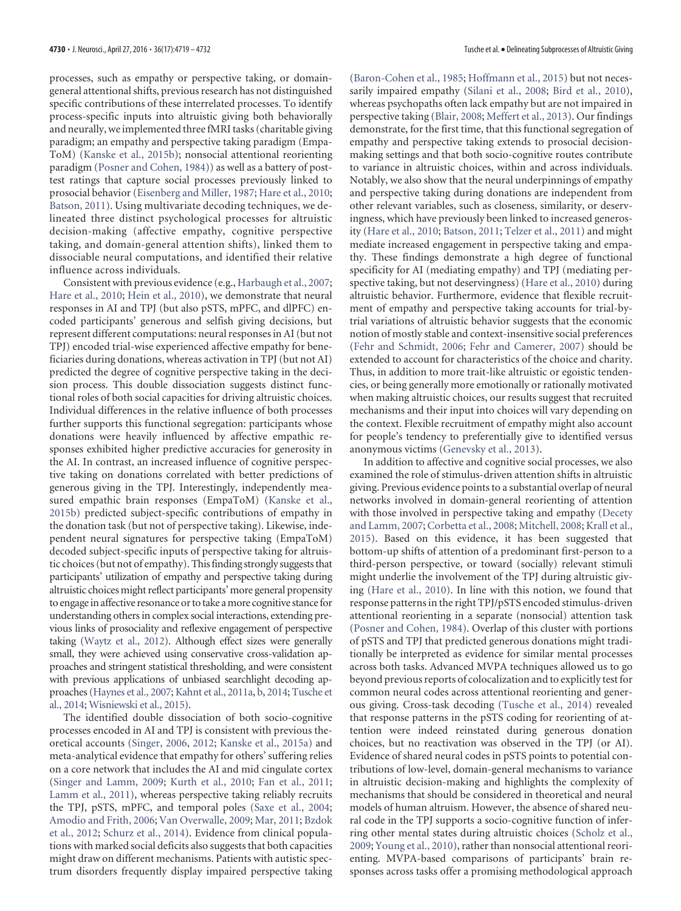processes, such as empathy or perspective taking, or domain-general attentional shifts, previous research has not distinguished specific contributions of these interrelated processes. To identify process-specific inputs into altruistic giving both behaviorally and neurally, we implemented three fMRI tasks (charitable giving paradigm; an empathy and perspective taking paradigm (EmpaToM) (Kanske et al., 2015b); nonsocial attentional reorienting paradigm (Posner and Cohen, 1984)) as well as a battery of post-test ratings that capture social processes previously linked to prosocial behavior (Eisenberg and Miller, 1987; Hare et al., 2010; Batson, 2011). Using multivariate decoding techniques, we delineated three distinct psychological processes for altruistic decision-making (affective empathy, cognitive perspective taking, and domain-general attention shifts), linked them to dissociable neural computations, and identified their relative influence across individuals.

Consistent with previous evidence (e.g., Harbaugh et al., 2007; Hare et al., 2010; Hein et al., 2010), we demonstrate that neural responses in AI and TPJ (but also pSTS, mPFC, and dlPFC) encoded participants' generous and selfish giving decisions, but represent different computations: neural responses in AI (but not TPJ) encoded trial-wise experienced affective empathy for beneficiaries during donations, whereas activation in TPJ (but not AI) predicted the degree of cognitive perspective taking in the decision process. This double dissociation suggests distinct functional roles of both social capacities for driving altruistic choices. Individual differences in the relative influence of both processes further supports this functional segregation: participants whose donations were heavily influenced by affective empathic responses exhibited higher predictive accuracies for generosity in the AI. In contrast, an increased influence of cognitive perspective taking on donations correlated with better predictions of generous giving in the TPJ. Interestingly, independently measured empathic brain responses (EmpaToM) (Kanske et al., 2015b) predicted subject-specific contributions of empathy in the donation task (but not of perspective taking). Likewise, independent neural signatures for perspective taking (EmpaToM) decoded subject-specific inputs of perspective taking for altruistic choices (but not of empathy). This finding strongly suggests that participants' utilization of empathy and perspective taking during altruistic choices might reflect participants' more general propensity to engage in affective resonance or to take a more cognitive stance for understanding others in complex social interactions, extending previous links of prosociality and reflexive engagement of perspective taking (Waytz et al., 2012). Although effect sizes were generally small, they were achieved using conservative cross-validation approaches and stringent statistical thresholding, and were consistent with previous applications of unbiased searchlight decoding approaches (Haynes et al., 2007; Kahnt et al., 2011a, b, 2014; Tusche et al., 2014; Wisniewski et al., 2015).

The identified double dissociation of both socio-cognitive processes encoded in AI and TPJ is consistent with previous theoretical accounts (Singer, 2006, 2012; Kanske et al., 2015a) and meta-analytical evidence that empathy for others' suffering relies on a core network that includes the AI and mid cingulate cortex (Singer and Lamm, 2009; Kurth et al., 2010; Fan et al., 2011; Lamm et al., 2011), whereas perspective taking reliably recruits the TPJ, pSTS, mPFC, and temporal poles (Saxe et al., 2004; Amodio and Frith, 2006; Van Overwalle, 2009; Mar, 2011; Bzdok et al., 2012; Schurz et al., 2014). Evidence from clinical populations with marked social deficits also suggests that both capacities might draw on different mechanisms. Patients with autistic spectrum disorders frequently display impaired perspective taking (Baron-Cohen et al., 1985; Hoffmann et al., 2015) but not necessarily impaired empathy (Silani et al., 2008; Bird et al., 2010), whereas psychopaths often lack empathy but are not impaired in perspective taking (Blair, 2008; Meffert et al., 2013). Our findings demonstrate, for the first time, that this functional segregation of empathy and perspective taking extends to prosocial decision-making settings and that both socio-cognitive routes contribute to variance in altruistic choices, within and across individuals. Notably, we also show that the neural underpinnings of empathy and perspective taking during donations are independent from other relevant variables, such as closeness, similarity, or deservingness, which have previously been linked to increased generosity (Hare et al., 2010; Batson, 2011; Telzer et al., 2011) and might mediate increased engagement in perspective taking and empathy. These findings demonstrate a high degree of functional specificity for AI (mediating empathy) and TPJ (mediating perspective taking, but not deservingness) (Hare et al., 2010) during altruistic behavior. Furthermore, evidence that flexible recruitment of empathy and perspective taking accounts for trial-by-trial variations of altruistic behavior suggests that the economic notion of mostly stable and context-insensitive social preferences (Fehr and Schmidt, 2006; Fehr and Camerer, 2007) should be extended to account for characteristics of the choice and charity. Thus, in addition to more trait-like altruistic or egoistic tendencies, or being generally more emotionally or rationally motivated when making altruistic choices, our results suggest that recruited mechanisms and their input into choices will vary depending on the context. Flexible recruitment of empathy might also account for people's tendency to preferentially give to identified versus anonymous victims (Genevsky et al., 2013).

In addition to affective and cognitive social processes, we also examined the role of stimulus-driven attention shifts in altruistic giving. Previous evidence points to a substantial overlap of neural networks involved in domain-general reorienting of attention with those involved in perspective taking and empathy (Decety and Lamm, 2007; Corbetta et al., 2008; Mitchell, 2008; Krall et al., 2015). Based on this evidence, it has been suggested that bottom-up shifts of attention of a predominant first-person to a third-person perspective, or toward (socially) relevant stimuli might underlie the involvement of the TPJ during altruistic giving (Hare et al., 2010). In line with this notion, we found that response patterns in the right TPJ/pSTS encoded stimulus-driven attentional reorienting in a separate (nonsocial) attention task (Posner and Cohen, 1984). Overlap of this cluster with portions of pSTS and TPJ that predicted generous donations might traditionally be interpreted as evidence for similar mental processes across both tasks. Advanced MVPA techniques allowed us to go beyond previous reports of colocalization and to explicitly test for common neural codes across attentional reorienting and generous giving. Cross-task decoding (Tusche et al., 2014) revealed that response patterns in the pSTS coding for reorienting of attention were indeed reinstated during generous donation choices, but no reactivation was observed in the TPJ (or AI). Evidence of shared neural codes in pSTS points to potential contributions of low-level, domain-general mechanisms to variance in altruistic decision-making and highlights the complexity of mechanisms that should be considered in theoretical and neural models of human altruism. However, the absence of shared neural code in the TPJ supports a socio-cognitive function of inferring other mental states during altruistic choices (Scholz et al., 2009; Young et al., 2010), rather than nonsocial attentional reorienting. MVPA-based comparisons of participants' brain responses across tasks offer a promising methodological approach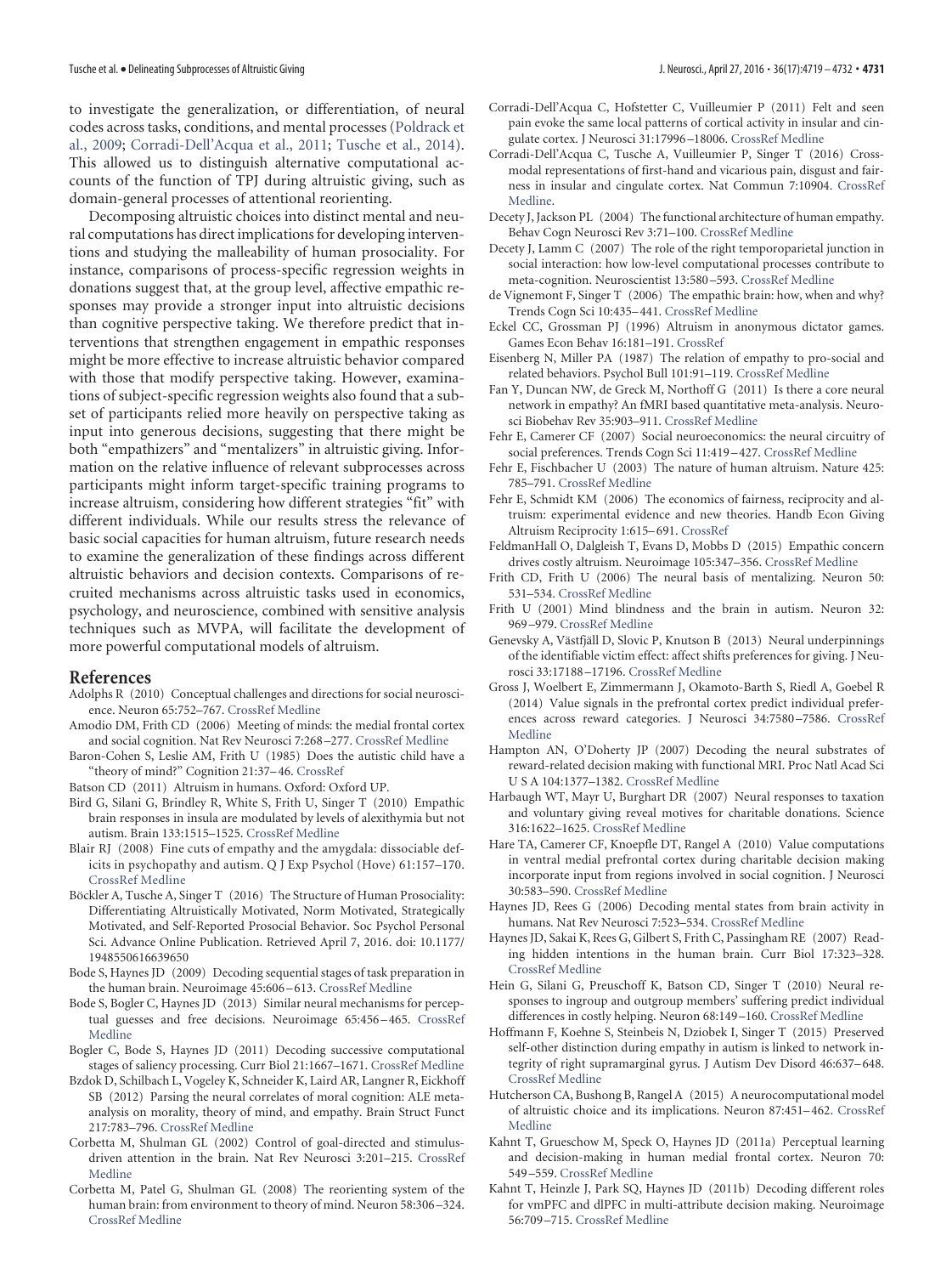to investigate the generalization, or differentiation, of neural codes across tasks, conditions, and mental processes (Poldrack et al., 2009; Corradi-Dell'Acqua et al., 2011; Tusche et al., 2014). This allowed us to distinguish alternative computational accounts of the function of TPJ during altruistic giving, such as domain-general processes of attentional reorienting.

Decomposing altruistic choices into distinct mental and neural computations has direct implications for developing interventions and studying the malleability of human prosociality. For instance, comparisons of process-specific regression weights in donations suggest that, at the group level, affective empathic responses may provide a stronger input into altruistic decisions than cognitive perspective taking. We therefore predict that interventions that strengthen engagement in empathic responses might be more effective to increase altruistic behavior compared with those that modify perspective taking. However, examinations of subject-specific regression weights also found that a subset of participants relied more heavily on perspective taking as input into generous decisions, suggesting that there might be both "empathizers" and "mentalizers" in altruistic giving. Information on the relative influence of relevant subprocesses across participants might inform target-specific training programs to increase altruism, considering how different strategies "fit" with different individuals. While our results stress the relevance of basic social capacities for human altruism, future research needs to examine the generalization of these findings across different altruistic behaviors and decision contexts. Comparisons of recruited mechanisms across altruistic tasks used in economics, psychology, and neuroscience, combined with sensitive analysis techniques such as MVPA, will facilitate the development of more powerful computational models of altruism.

## References

Adolphs R (2010) Conceptual challenges and directions for social neuroscience. Neuron 65:752–767. CrossRef Medline

Amodio DM, Frith CD (2006) Meeting of minds: the medial frontal cortex and social cognition. Nat Rev Neurosci 7:268–277. CrossRef Medline

Baron-Cohen S, Leslie AM, Frith U (1985) Does the autistic child have a "theory of mind?" Cognition 21:37–46. CrossRef

Batson CD (2011) Altruism in humans. Oxford: Oxford UP.

Bird G, Silani G, Brindley R, White S, Frith U, Singer T (2010) Empathic brain responses in insula are modulated by levels of alexithymia but not autism. Brain 133:1515–1525. CrossRef Medline

Blair RJ (2008) Fine cuts of empathy and the amygdala: dissociable deficits in psychopathy and autism. Q J Exp Psychol (Hove) 61:157–170. CrossRef Medline

Böckler A, Tusche A, Singer T (2016) The Structure of Human Prosociality: Differentiating Altruistically Motivated, Norm Motivated, Strategically Motivated, and Self-Reported Prosocial Behavior. Soc Psychol Personal Sci. Advance Online Publication. Retrieved April 7, 2016. doi: 10.1177/1948550616639650

Bode S, Haynes JD (2009) Decoding sequential stages of task preparation in the human brain. Neuroimage 45:606–613. CrossRef Medline

Bode S, Bogler C, Haynes JD (2013) Similar neural mechanisms for perceptual guesses and free decisions. Neuroimage 65:456–465. CrossRef Medline

Bogler C, Bode S, Haynes JD (2011) Decoding successive computational stages of saliency processing. Curr Biol 21:1667–1671. CrossRef Medline

Bzdok D, Schilbach L, Vogeley K, Schneider K, Laird AR, Langner R, Eickhoff SB (2012) Parsing the neural correlates of moral cognition: ALE meta-analysis on morality, theory of mind, and empathy. Brain Struct Funct 217:783–796. CrossRef Medline

Corbetta M, Shulman GL (2002) Control of goal-directed and stimulus-driven attention in the brain. Nat Rev Neurosci 3:201–215. CrossRef Medline

Corbetta M, Patel G, Shulman GL (2008) The reorienting system of the human brain: from environment to theory of mind. Neuron 58:306–324. CrossRef Medline

Corradi-Dell'Acqua C, Hofstetter C, Vuilleumier P (2011) Felt and seen pain evoke the same local patterns of cortical activity in insular and cingulate cortex. J Neurosci 31:17996–18006. CrossRef Medline

Corradi-Dell'Acqua C, Tusche A, Vuilleumier P, Singer T (2016) Cross-modal representations of first-hand and vicarious pain, disgust and fairness in insular and cingulate cortex. Nat Commun 7:10904. CrossRef Medline.

Decety J, Jackson PL (2004) The functional architecture of human empathy. Behav Cogn Neurosci Rev 3:71–100. CrossRef Medline

Decety J, Lamm C (2007) The role of the right temporoparietal junction in social interaction: how low-level computational processes contribute to meta-cognition. Neuroscientist 13:580–593. CrossRef Medline

de Vignemont F, Singer T (2006) The empathic brain: how, when and why? Trends Cogn Sci 10:435–441. CrossRef Medline

Eckel CC, Grossman PJ (1996) Altruism in anonymous dictator games. Games Econ Behav 16:181–191. CrossRef

Eisenberg N, Miller PA (1987) The relation of empathy to pro-social and related behaviors. Psychol Bull 101:91–119. CrossRef Medline

Fan Y, Duncan NW, de Greck M, Northoff G (2011) Is there a core neural network in empathy? An fMRI based quantitative meta-analysis. Neurosci Biobehav Rev 35:903–911. CrossRef Medline

Fehr E, Camerer CF (2007) Social neuroeconomics: the neural circuitry of social preferences. Trends Cogn Sci 11:419–427. CrossRef Medline

Fehr E, Fischbacher U (2003) The nature of human altruism. Nature 425: 785–791. CrossRef Medline

Fehr E, Schmidt KM (2006) The economics of fairness, reciprocity and altruism: experimental evidence and new theories. Handb Econ Giving Altruism Reciprocity 1:615–691. CrossRef

FeldmanHall O, Dalgleish T, Evans D, Mobbs D (2015) Empathic concern drives costly altruism. Neuroimage 105:347–356. CrossRef Medline

Frith CD, Frith U (2006) The neural basis of mentalizing. Neuron 50: 531–534. CrossRef Medline

Frith U (2001) Mind blindness and the brain in autism. Neuron 32: 969–979. CrossRef Medline

Genevsky A, Västfjäll D, Slovic P, Knutson B (2013) Neural underpinnings of the identifiable victim effect: affect shifts preferences for giving. J Neurosci 33:17188–17196. CrossRef Medline

Gross J, Woelbert E, Zimmermann J, Okamoto-Barth S, Riedl A, Goebel R (2014) Value signals in the prefrontal cortex predict individual preferences across reward categories. J Neurosci 34:7580–7586. CrossRef Medline

Hampton AN, O'Doherty JP (2007) Decoding the neural substrates of reward-related decision making with functional MRI. Proc Natl Acad Sci U S A 104:1377–1382. CrossRef Medline

Harbaugh WT, Mayr U, Burghart DR (2007) Neural responses to taxation and voluntary giving reveal motives for charitable donations. Science 316:1622–1625. CrossRef Medline

Hare TA, Camerer CF, Knoepfle DT, Rangel A (2010) Value computations in ventral medial prefrontal cortex during charitable decision making incorporate input from regions involved in social cognition. J Neurosci 30:583–590. CrossRef Medline

Haynes JD, Rees G (2006) Decoding mental states from brain activity in humans. Nat Rev Neurosci 7:523–534. CrossRef Medline

Haynes JD, Sakai K, Rees G, Gilbert S, Frith C, Passingham RE (2007) Reading hidden intentions in the human brain. Curr Biol 17:323–328. CrossRef Medline

Hein G, Silani G, Preuschoff K, Batson CD, Singer T (2010) Neural responses to ingroup and outgroup members' suffering predict individual differences in costly helping. Neuron 68:149–160. CrossRef Medline

Hoffmann F, Koehne S, Steinbeis N, Dziobek I, Singer T (2015) Preserved self-other distinction during empathy in autism is linked to network integrity of right supramarginal gyrus. J Autism Dev Disord 46:637–648. CrossRef Medline

Hutcherson CA, Bushong B, Rangel A (2015) A neurocomputational model of altruistic choice and its implications. Neuron 87:451–462. CrossRef Medline

Kahnt T, Grueschow M, Speck O, Haynes JD (2011a) Perceptual learning and decision-making in human medial frontal cortex. Neuron 70: 549–559. CrossRef Medline

Kahnt T, Heinzle J, Park SQ, Haynes JD (2011b) Decoding different roles for vmPFC and dlPFC in multi-attribute decision making. Neuroimage 56:709–715. CrossRef Medline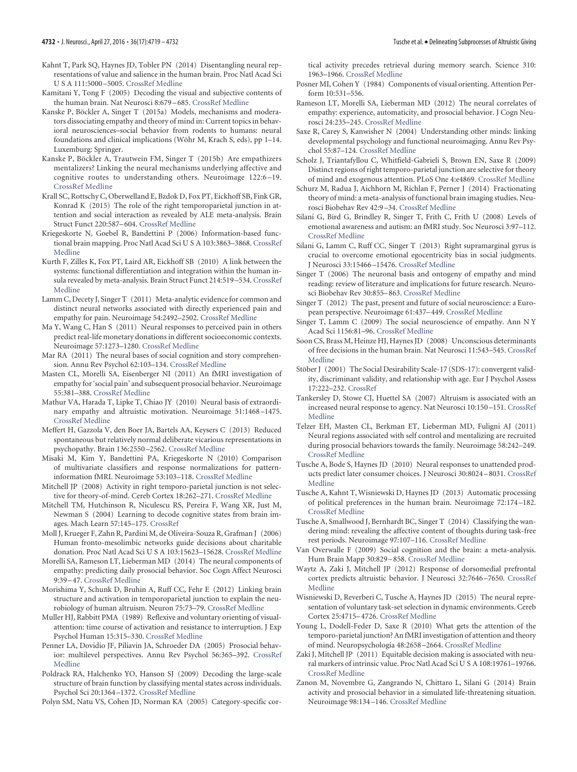Kahnt T, Park SQ, Haynes JD, Tobler PN (2014) Disentangling neural representations of value and salience in the human brain. Proc Natl Acad Sci U S A 111:5000–5005. CrossRef Medline

Kamitani Y, Tong F (2005) Decoding the visual and subjective contents of the human brain. Nat Neurosci 8:679–685. CrossRef Medline

Kanske P, Böckler A, Singer T (2015a) Models, mechanisms and moderators dissociating empathy and theory of mind: Current topics in behavioral neurosciences–social behavior from rodents to humans: neural foundations and clinical implications (Wöhr M, Krach S, eds), pp 1–14. Luxemburg: Springer.

Kanske P, Böckler A, Trautwein FM, Singer T (2015b) Are empathizers mentalizers? Linking the neural mechanisms underlying affective and cognitive routes to understanding others. Neuroimage 122:6–19. CrossRef Medline

Krall SC, Rottschy C, Oberwelland E, Bzdok D, Fox PT, Eickhoff SB, Fink GR, Konrad K (2015) The role of the right temporoparietal junction in attention and social interaction as revealed by ALE meta-analysis. Brain Struct Funct 220:587–604. CrossRef Medline

Kriegeskorte N, Goebel R, Bandettini P (2006) Information-based functional brain mapping. Proc Natl Acad Sci U S A 103:3863–3868. CrossRef Medline

Kurth F, Zilles K, Fox PT, Laird AR, Eickhoff SB (2010) A link between the systems: functional differentiation and integration within the human insula revealed by meta-analysis. Brain Struct Funct 214:519–534. CrossRef Medline

Lamm C, Decety J, Singer T (2011) Meta-analytic evidence for common and distinct neural networks associated with directly experienced pain and empathy for pain. Neuroimage 54:2492–2502. CrossRef Medline

Ma Y, Wang C, Han S (2011) Neural responses to perceived pain in others predict real-life monetary donations in different socioeconomic contexts. Neuroimage 57:1273–1280. CrossRef Medline

Mar RA (2011) The neural bases of social cognition and story comprehension. Annu Rev Psychol 62:103–134. CrossRef Medline

Masten CL, Morelli SA, Eisenberger NI (2011) An fMRI investigation of empathy for 'social pain' and subsequent prosocial behavior. Neuroimage 55:381–388. CrossRef Medline

Mathur VA, Harada T, Lipke T, Chiao JY (2010) Neural basis of extraordinary empathy and altruistic motivation. Neuroimage 51:1468–1475. CrossRef Medline

Meffert H, Gazzola V, den Boer JA, Bartels AA, Keysers C (2013) Reduced spontaneous but relatively normal deliberate vicarious representations in psychopathy. Brain 136:2550–2562. CrossRef Medline

Misaki M, Kim Y, Bandettini PA, Kriegeskorte N (2010) Comparison of multivariate classifiers and response normalizations for pattern-information fMRI. Neuroimage 53:103–118. CrossRef Medline

Mitchell JP (2008) Activity in right temporo-parietal junction is not selective for theory-of-mind. Cereb Cortex 18:262–271. CrossRef Medline

Mitchell TM, Hutchinson R, Niculescu RS, Pereira F, Wang XR, Just M, Newman S (2004) Learning to decode cognitive states from brain images. Mach Learn 57:145–175. CrossRef

Moll J, Krueger F, Zahn R, Pardini M, de Oliveira-Souza R, Grafman J (2006) Human fronto-mesolimbic networks guide decisions about charitable donation. Proc Natl Acad Sci U S A 103:15623–15628. CrossRef Medline

Morelli SA, Rameson LT, Lieberman MD (2014) The neural components of empathy: predicting daily prosocial behavior. Soc Cogn Affect Neurosci 9:39–47. CrossRef Medline

Morishima Y, Schunk D, Bruhin A, Ruff CC, Fehr E (2012) Linking brain structure and activation in temporoparietal junction to explain the neurobiology of human altruism. Neuron 75:73–79. CrossRef Medline

Muller HJ, Rabbitt PMA (1989) Reflexive and voluntary orienting of visual-attention: time course of activation and resistance to interruption. J Exp Psychol Human 15:315–330. CrossRef Medline

Penner LA, Dovidio JF, Piliavin JA, Schroeder DA (2005) Prosocial behavior: multilevel perspectives. Annu Rev Psychol 56:365–392. CrossRef Medline

Poldrack RA, Halchenko YO, Hanson SJ (2009) Decoding the large-scale structure of brain function by classifying mental states across individuals. Psychol Sci 20:1364–1372. CrossRef Medline

Polyn SM, Natu VS, Cohen JD, Norman KA (2005) Category-specific cortical activity precedes retrieval during memory search. Science 310: 1963–1966. CrossRef Medline

Posner MI, Cohen Y (1984) Components of visual orienting. Attention Perform 10:531–556.

Rameson LT, Morelli SA, Lieberman MD (2012) The neural correlates of empathy: experience, automaticity, and prosocial behavior. J Cogn Neurosci 24:235–245. CrossRef Medline

Saxe R, Carey S, Kanwisher N (2004) Understanding other minds: linking developmental psychology and functional neuroimaging. Annu Rev Psychol 55:87–124. CrossRef Medline

Scholz J, Triantafyllou C, Whitfield-Gabrieli S, Brown EN, Saxe R (2009) Distinct regions of right temporo-parietal junction are selective for theory of mind and exogenous attention. PLoS One 4:e4869. CrossRef Medline

Schurz M, Radua J, Aichhorn M, Richlan F, Perner J (2014) Fractionating theory of mind: a meta-analysis of functional brain imaging studies. Neurosci Biobehav Rev 42:9–34. CrossRef Medline

Silani G, Bird G, Brindley R, Singer T, Frith C, Frith U (2008) Levels of emotional awareness and autism: an fMRI study. Soc Neurosci 3:97–112. CrossRef Medline

Silani G, Lamm C, Ruff CC, Singer T (2013) Right supramarginal gyrus is crucial to overcome emotional egocentricity bias in social judgments. J Neurosci 33:15466–15476. CrossRef Medline

Singer T (2006) The neuronal basis and ontogeny of empathy and mind reading: review of literature and implications for future research. Neurosci Biobehav Rev 30:855–863. CrossRef Medline

Singer T (2012) The past, present and future of social neuroscience: a European perspective. Neuroimage 61:437–449. CrossRef Medline

Singer T, Lamm C (2009) The social neuroscience of empathy. Ann N Y Acad Sci 1156:81–96. CrossRef Medline

Soon CS, Brass M, Heinze HJ, Haynes JD (2008) Unconscious determinants of free decisions in the human brain. Nat Neurosci 11:543–545. CrossRef Medline

Stöber J (2001) The Social Desirability Scale-17 (SDS-17): convergent validity, discriminant validity, and relationship with age. Eur J Psychol Assess 17:222–232. CrossRef

Tankersley D, Stowe CJ, Huettel SA (2007) Altruism is associated with an increased neural response to agency. Nat Neurosci 10:150–151. CrossRef Medline

Telzer EH, Masten CL, Berkman ET, Lieberman MD, Fuligni AJ (2011) Neural regions associated with self control and mentalizing are recruited during prosocial behaviors towards the family. Neuroimage 58:242–249. CrossRef Medline

Tusche A, Bode S, Haynes JD (2010) Neural responses to unattended products predict later consumer choices. J Neurosci 30:8024–8031. CrossRef Medline

Tusche A, Kahnt T, Wisniewski D, Haynes JD (2013) Automatic processing of political preferences in the human brain. Neuroimage 72:174–182. CrossRef Medline

Tusche A, Smallwood J, Bernhardt BC, Singer T (2014) Classifying the wandering mind: revealing the affective content of thoughts during task-free rest periods. Neuroimage 97:107–116. CrossRef Medline

Van Overwalle F (2009) Social cognition and the brain: a meta-analysis. Hum Brain Mapp 30:829–858. CrossRef Medline

Waytz A, Zaki J, Mitchell JP (2012) Response of dorsomedial prefrontal cortex predicts altruistic behavior. J Neurosci 32:7646–7650. CrossRef Medline

Wisniewski D, Reverberi C, Tusche A, Haynes JD (2015) The neural representation of voluntary task-set selection in dynamic environments. Cereb Cortex 25:4715–4726. CrossRef Medline

Young L, Dodell-Feder D, Saxe R (2010) What gets the attention of the temporo-parietal junction? An fMRI investigation of attention and theory of mind. Neuropsychologia 48:2658–2664. CrossRef Medline

Zaki J, Mitchell JP (2011) Equitable decision making is associated with neural markers of intrinsic value. Proc Natl Acad Sci U S A 108:19761–19766. CrossRef Medline

Zanon M, Novembre G, Zangrando N, Chittaro L, Silani G (2014) Brain activity and prosocial behavior in a simulated life-threatening situation. Neuroimage 98:134–146. CrossRef Medline